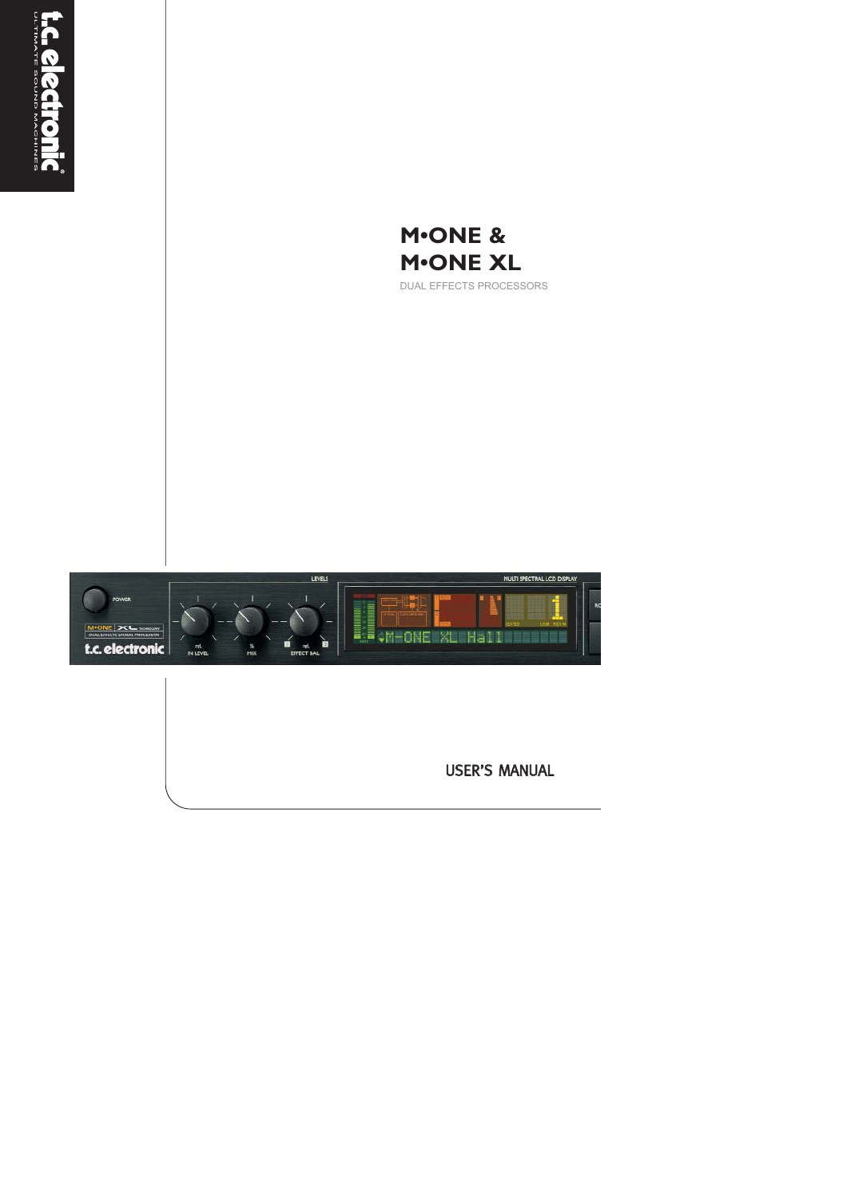t.c. electronic

ULTIMATE SOUND MACHINES

# M•ONE & M•ONE XL

DUAL EFFECTS PROCESSORS

USER'S MANUAL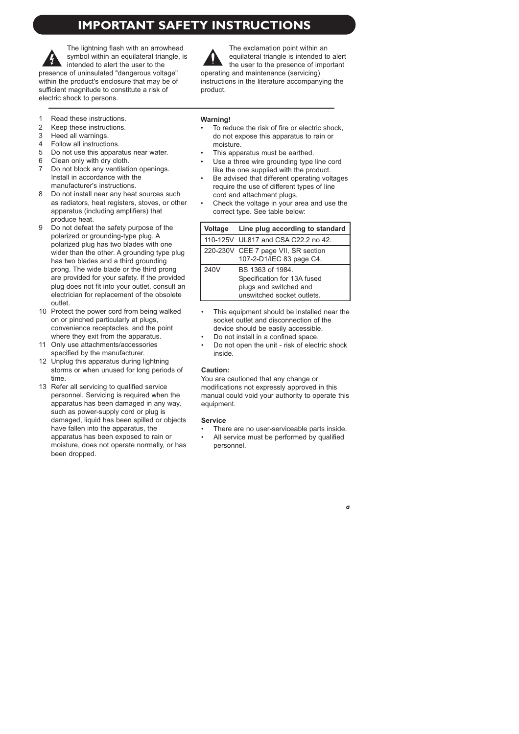# IMPORTANT SAFETY INSTRUCTIONS

The lightning flash with an arrowhead symbol within an equilateral triangle, is intended to alert the user to the presence of uninsulated "dangerous voltage" within the product's enclosure that may be of sufficient magnitude to constitute a risk of electric shock to persons.

The exclamation point within an equilateral triangle is intended to alert the user to the presence of important operating and maintenance (servicing) instructions in the literature accompanying the product.

1. Read these instructions.
2. Keep these instructions.
3. Heed all warnings.
4. Follow all instructions.
5. Do not use this apparatus near water.
6. Clean only with dry cloth.
7. Do not block any ventilation openings. Install in accordance with the manufacturer's instructions.
8. Do not install near any heat sources such as radiators, heat registers, stoves, or other apparatus (including amplifiers) that produce heat.
9. Do not defeat the safety purpose of the polarized or grounding-type plug. A polarized plug has two blades with one wider than the other. A grounding type plug has two blades and a third grounding prong. The wide blade or the third prong are provided for your safety. If the provided plug does not fit into your outlet, consult an electrician for replacement of the obsolete outlet.
10. Protect the power cord from being walked on or pinched particularly at plugs, convenience receptacles, and the point where they exit from the apparatus.
11. Only use attachments/accessories specified by the manufacturer.
12. Unplug this apparatus during lightning storms or when unused for long periods of time.
13. Refer all servicing to qualified service personnel. Servicing is required when the apparatus has been damaged in any way, such as power-supply cord or plug is damaged, liquid has been spilled or objects have fallen into the apparatus, the apparatus has been exposed to rain or moisture, does not operate normally, or has been dropped.

**Warning!**

- To reduce the risk of fire or electric shock, do not expose this apparatus to rain or moisture.
- This apparatus must be earthed.
- Use a three wire grounding type line cord like the one supplied with the product.
- Be advised that different operating voltages require the use of different types of line cord and attachment plugs.
- Check the voltage in your area and use the correct type. See table below:

| Voltage | Line plug according to standard |
|---|---|
| 110-125V | UL817 and CSA C22.2 no 42. |
| 220-230V | CEE 7 page VII, SR section 107-2-D1/IEC 83 page C4. |
| 240V | BS 1363 of 1984. Specification for 13A fused plugs and switched and unswitched socket outlets. |

- This equipment should be installed near the socket outlet and disconnection of the device should be easily accessible.
- Do not install in a confined space.
- Do not open the unit - risk of electric shock inside.

**Caution:**

You are cautioned that any change or modifications not expressly approved in this manual could void your authority to operate this equipment.

**Service**

- There are no user-serviceable parts inside.
- All service must be performed by qualified personnel.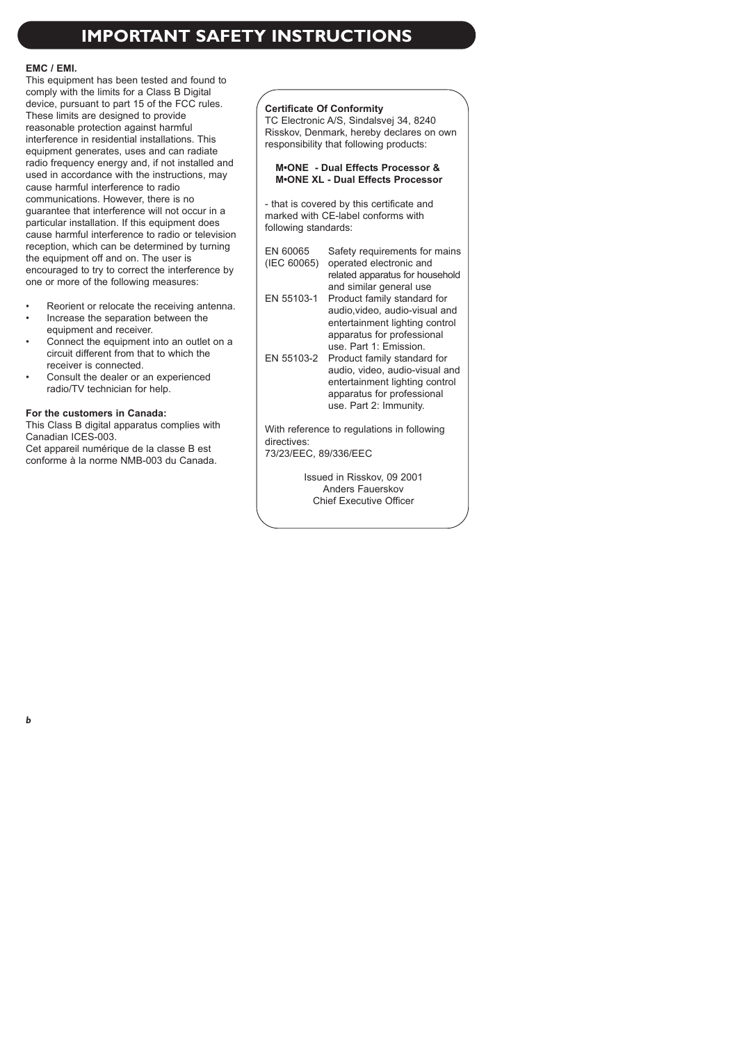# IMPORTANT SAFETY INSTRUCTIONS

**EMC / EMI.**

This equipment has been tested and found to comply with the limits for a Class B Digital device, pursuant to part 15 of the FCC rules. These limits are designed to provide reasonable protection against harmful interference in residential installations. This equipment generates, uses and can radiate radio frequency energy and, if not installed and used in accordance with the instructions, may cause harmful interference to radio communications. However, there is no guarantee that interference will not occur in a particular installation. If this equipment does cause harmful interference to radio or television reception, which can be determined by turning the equipment off and on. The user is encouraged to try to correct the interference by one or more of the following measures:

- Reorient or relocate the receiving antenna.
- Increase the separation between the equipment and receiver.
- Connect the equipment into an outlet on a circuit different from that to which the receiver is connected.
- Consult the dealer or an experienced radio/TV technician for help.

**For the customers in Canada:**

This Class B digital apparatus complies with Canadian ICES-003.

Cet appareil numérique de la classe B est conforme à la norme NMB-003 du Canada.

**Certificate Of Conformity**

TC Electronic A/S, Sindalsvej 34, 8240 Risskov, Denmark, hereby declares on own responsibility that following products:

**M•ONE - Dual Effects Processor &**
**M•ONE XL - Dual Effects Processor**

- that is covered by this certificate and marked with CE-label conforms with following standards:

| | |
|---|---|
| EN 60065 (IEC 60065) | Safety requirements for mains operated electronic and related apparatus for household and similar general use |
| EN 55103-1 | Product family standard for audio,video, audio-visual and entertainment lighting control apparatus for professional use. Part 1: Emission. |
| EN 55103-2 | Product family standard for audio, video, audio-visual and entertainment lighting control apparatus for professional use. Part 2: Immunity. |

With reference to regulations in following directives:
73/23/EEC, 89/336/EEC

Issued in Risskov, 09 2001
Anders Fauerskov
Chief Executive Officer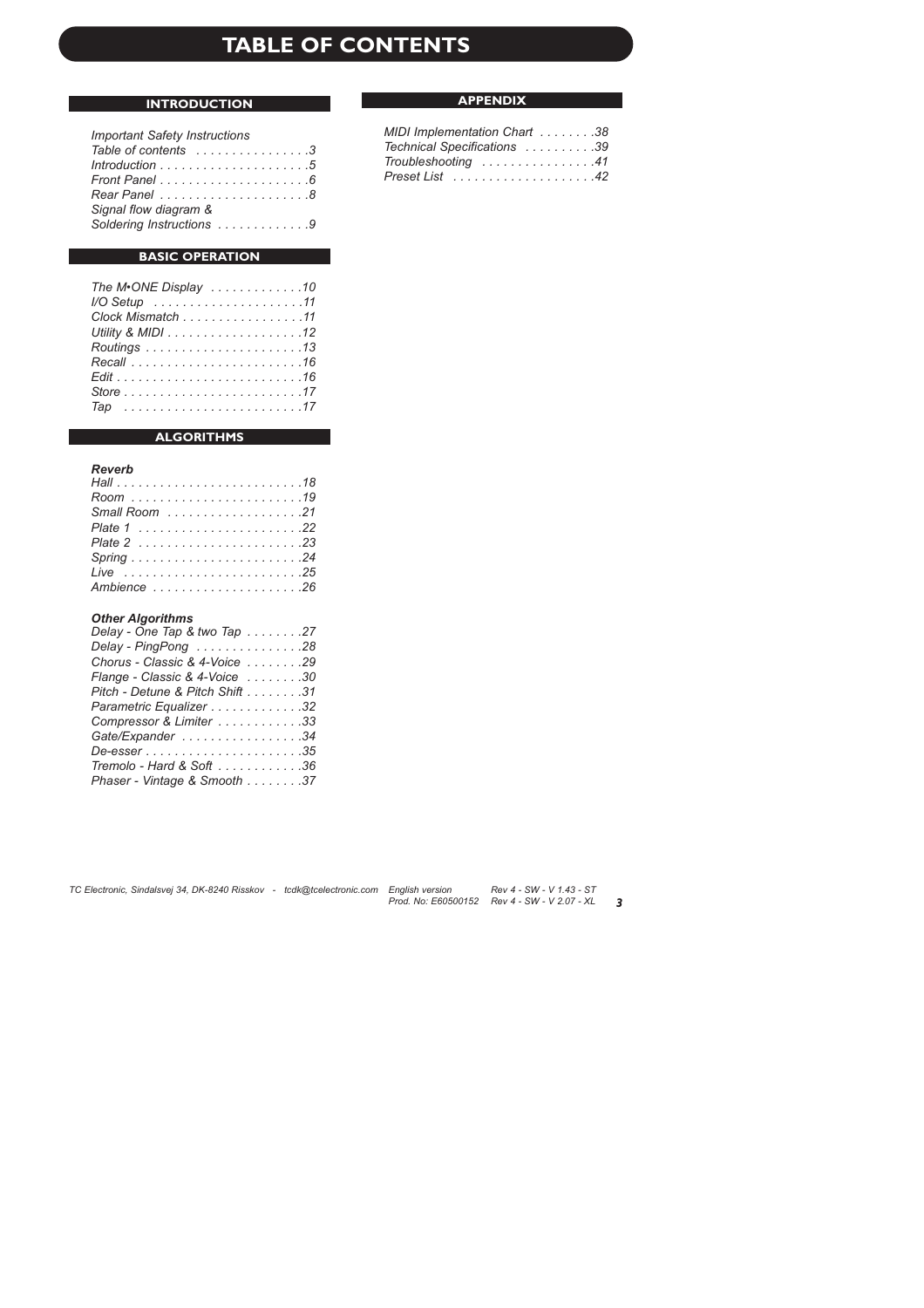# TABLE OF CONTENTS

## INTRODUCTION

*Important Safety Instructions*
*Table of contents . . . . . . . . . . . . . . . .3*
*Introduction . . . . . . . . . . . . . . . . . . . . .5*
*Front Panel . . . . . . . . . . . . . . . . . . . . .6*
*Rear Panel . . . . . . . . . . . . . . . . . . . . .8*
*Signal flow diagram &*
*Soldering Instructions . . . . . . . . . . . . .9*

## BASIC OPERATION

*The M•ONE Display . . . . . . . . . . . . .10*
*I/O Setup . . . . . . . . . . . . . . . . . . . . .11*
*Clock Mismatch . . . . . . . . . . . . . . . . .11*
*Utility & MIDI . . . . . . . . . . . . . . . . . . .12*
*Routings . . . . . . . . . . . . . . . . . . . . . .13*
*Recall . . . . . . . . . . . . . . . . . . . . . . . .16*
*Edit . . . . . . . . . . . . . . . . . . . . . . . . . .16*
*Store . . . . . . . . . . . . . . . . . . . . . . . . .17*
*Tap . . . . . . . . . . . . . . . . . . . . . . . . .17*

## ALGORITHMS

***Reverb***
*Hall . . . . . . . . . . . . . . . . . . . . . . . . . .18*
*Room . . . . . . . . . . . . . . . . . . . . . . . .19*
*Small Room . . . . . . . . . . . . . . . . . . .21*
*Plate 1 . . . . . . . . . . . . . . . . . . . . . . .22*
*Plate 2 . . . . . . . . . . . . . . . . . . . . . . .23*
*Spring . . . . . . . . . . . . . . . . . . . . . . . .24*
*Live . . . . . . . . . . . . . . . . . . . . . . . . .25*
*Ambience . . . . . . . . . . . . . . . . . . . . .26*

***Other Algorithms***
*Delay - One Tap & two Tap . . . . . . . .27*
*Delay - PingPong . . . . . . . . . . . . . . .28*
*Chorus - Classic & 4-Voice . . . . . . . .29*
*Flange - Classic & 4-Voice . . . . . . . .30*
*Pitch - Detune & Pitch Shift . . . . . . . .31*
*Parametric Equalizer . . . . . . . . . . . . .32*
*Compressor & Limiter . . . . . . . . . . . .33*
*Gate/Expander . . . . . . . . . . . . . . . . .34*
*De-esser . . . . . . . . . . . . . . . . . . . . . .35*
*Tremolo - Hard & Soft . . . . . . . . . . . .36*
*Phaser - Vintage & Smooth . . . . . . . .37*

## APPENDIX

*MIDI Implementation Chart . . . . . . . .38*
*Technical Specifications . . . . . . . . . .39*
*Troubleshooting . . . . . . . . . . . . . . . .41*
*Preset List . . . . . . . . . . . . . . . . . . . .42*

*TC Electronic, Sindalsvej 34, DK-8240 Risskov - tcdk@tcelectronic.com English version Rev 4 - SW - V 1.43 - ST*
*Prod. No: E60500152 Rev 4 - SW - V 2.07 - XL*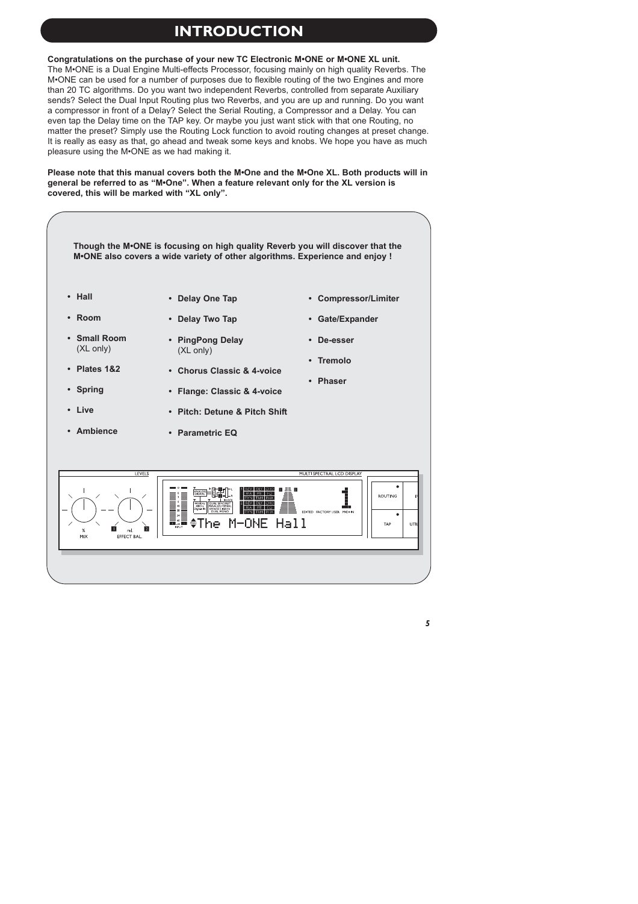# INTRODUCTION

**Congratulations on the purchase of your new TC Electronic M•ONE or M•ONE XL unit.**
The M•ONE is a Dual Engine Multi-effects Processor, focusing mainly on high quality Reverbs. The M•ONE can be used for a number of purposes due to flexible routing of the two Engines and more than 20 TC algorithms. Do you want two independent Reverbs, controlled from separate Auxiliary sends? Select the Dual Input Routing plus two Reverbs, and you are up and running. Do you want a compressor in front of a Delay? Select the Serial Routing, a Compressor and a Delay. You can even tap the Delay time on the TAP key. Or maybe you just want stick with that one Routing, no matter the preset? Simply use the Routing Lock function to avoid routing changes at preset change. It is really as easy as that, go ahead and tweak some keys and knobs. We hope you have as much pleasure using the M•ONE as we had making it.

**Please note that this manual covers both the M•One and the M•One XL. Both products will in general be referred to as "M•One". When a feature relevant only for the XL version is covered, this will be marked with "XL only".**

**Though the M•ONE is focusing on high quality Reverb you will discover that the M•ONE also covers a wide variety of other algorithms. Experience and enjoy !**

- **Hall**
- **Room**
- **Small Room** (XL only)
- **Plates 1&2**
- **Spring**
- **Live**
- **Ambience**
- **Delay One Tap**
- **Delay Two Tap**
- **PingPong Delay** (XL only)
- **Chorus Classic & 4-voice**
- **Flange: Classic & 4-voice**
- **Pitch: Detune & Pitch Shift**
- **Parametric EQ**
- **Compressor/Limiter**
- **Gate/Expander**
- **De-esser**
- **Tremolo**
- **Phaser**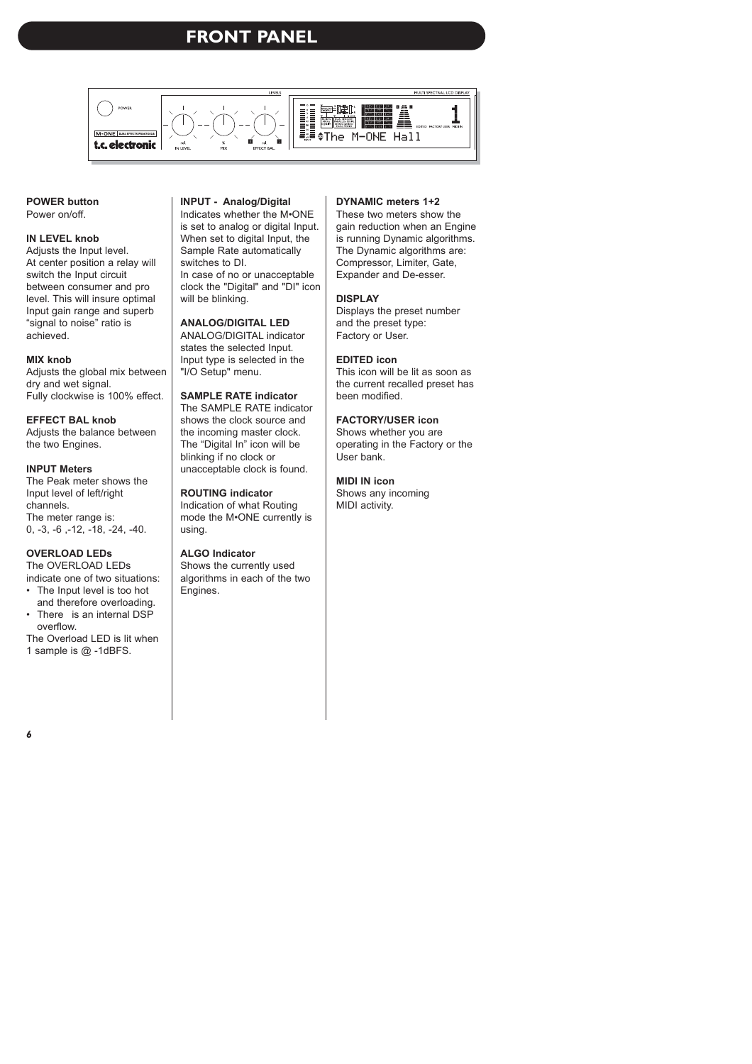# FRONT PANEL

**POWER button**
Power on/off.

**IN LEVEL knob**
Adjusts the Input level.
At center position a relay will switch the Input circuit between consumer and pro level. This will insure optimal Input gain range and superb "signal to noise" ratio is achieved.

**MIX knob**
Adjusts the global mix between dry and wet signal.
Fully clockwise is 100% effect.

**EFFECT BAL knob**
Adjusts the balance between the two Engines.

**INPUT Meters**
The Peak meter shows the Input level of left/right channels.
The meter range is:
0, -3, -6 ,-12, -18, -24, -40.

**OVERLOAD LEDs**
The OVERLOAD LEDs indicate one of two situations:
- The Input level is too hot and therefore overloading.
- There is an internal DSP overflow.

The Overload LED is lit when 1 sample is @ -1dBFS.

**INPUT - Analog/Digital**
Indicates whether the M•ONE is set to analog or digital Input. When set to digital Input, the Sample Rate automatically switches to DI.
In case of no or unacceptable clock the "Digital" and "DI" icon will be blinking.

**ANALOG/DIGITAL LED**
ANALOG/DIGITAL indicator states the selected Input. Input type is selected in the "I/O Setup" menu.

**SAMPLE RATE indicator**
The SAMPLE RATE indicator shows the clock source and the incoming master clock. The "Digital In" icon will be blinking if no clock or unacceptable clock is found.

**ROUTING indicator**
Indication of what Routing mode the M•ONE currently is using.

**ALGO Indicator**
Shows the currently used algorithms in each of the two Engines.

**DYNAMIC meters 1+2**
These two meters show the gain reduction when an Engine is running Dynamic algorithms. The Dynamic algorithms are: Compressor, Limiter, Gate, Expander and De-esser.

**DISPLAY**
Displays the preset number and the preset type:
Factory or User.

**EDITED icon**
This icon will be lit as soon as the current recalled preset has been modified.

**FACTORY/USER icon**
Shows whether you are operating in the Factory or the User bank.

**MIDI IN icon**
Shows any incoming MIDI activity.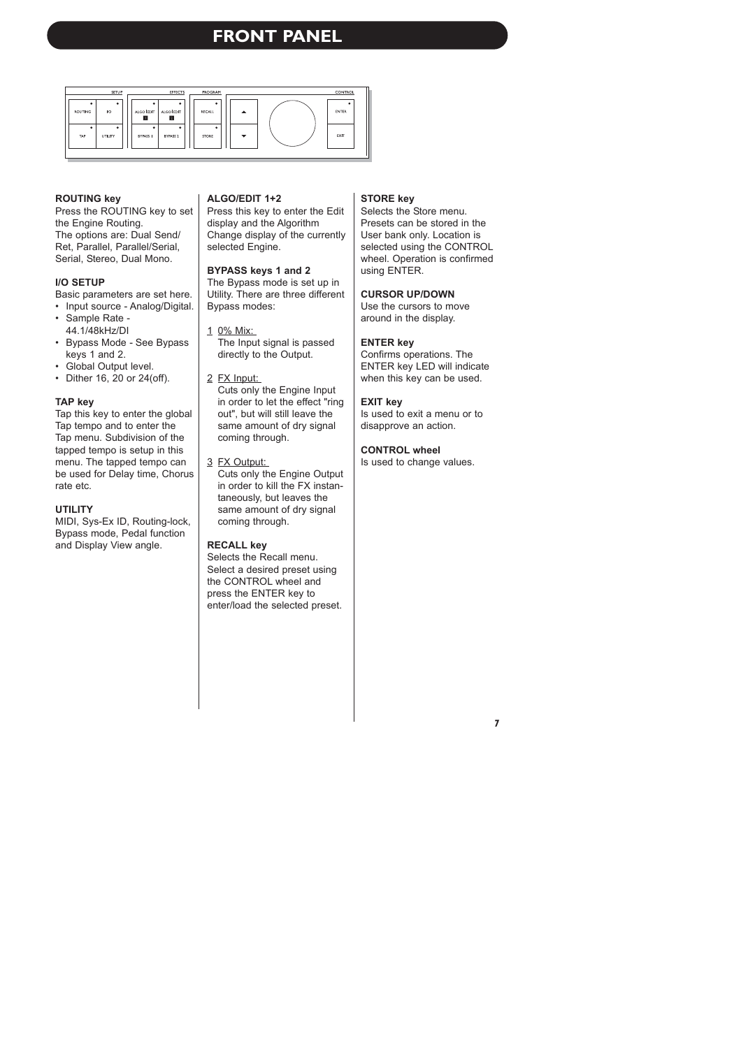# FRONT PANEL

### ROUTING key

Press the ROUTING key to set the Engine Routing.
The options are: Dual Send/ Ret, Parallel, Parallel/Serial, Serial, Stereo, Dual Mono.

### I/O SETUP

Basic parameters are set here.

- Input source - Analog/Digital.
- Sample Rate - 44.1/48kHz/DI
- Bypass Mode - See Bypass keys 1 and 2.
- Global Output level.
- Dither 16, 20 or 24(off).

### TAP key

Tap this key to enter the global Tap tempo and to enter the Tap menu. Subdivision of the tapped tempo is setup in this menu. The tapped tempo can be used for Delay time, Chorus rate etc.

### UTILITY

MIDI, Sys-Ex ID, Routing-lock, Bypass mode, Pedal function and Display View angle.

### ALGO/EDIT 1+2

Press this key to enter the Edit display and the Algorithm Change display of the currently selected Engine.

### BYPASS keys 1 and 2

The Bypass mode is set up in Utility. There are three different Bypass modes:

1 0% Mix:
The Input signal is passed directly to the Output.

2 FX Input:
Cuts only the Engine Input in order to let the effect "ring out", but will still leave the same amount of dry signal coming through.

3 FX Output:
Cuts only the Engine Output in order to kill the FX instantaneously, but leaves the same amount of dry signal coming through.

### RECALL key

Selects the Recall menu. Select a desired preset using the CONTROL wheel and press the ENTER key to enter/load the selected preset.

### STORE key

Selects the Store menu. Presets can be stored in the User bank only. Location is selected using the CONTROL wheel. Operation is confirmed using ENTER.

### CURSOR UP/DOWN

Use the cursors to move around in the display.

### ENTER key

Confirms operations. The ENTER key LED will indicate when this key can be used.

### EXIT key

Is used to exit a menu or to disapprove an action.

### CONTROL wheel

Is used to change values.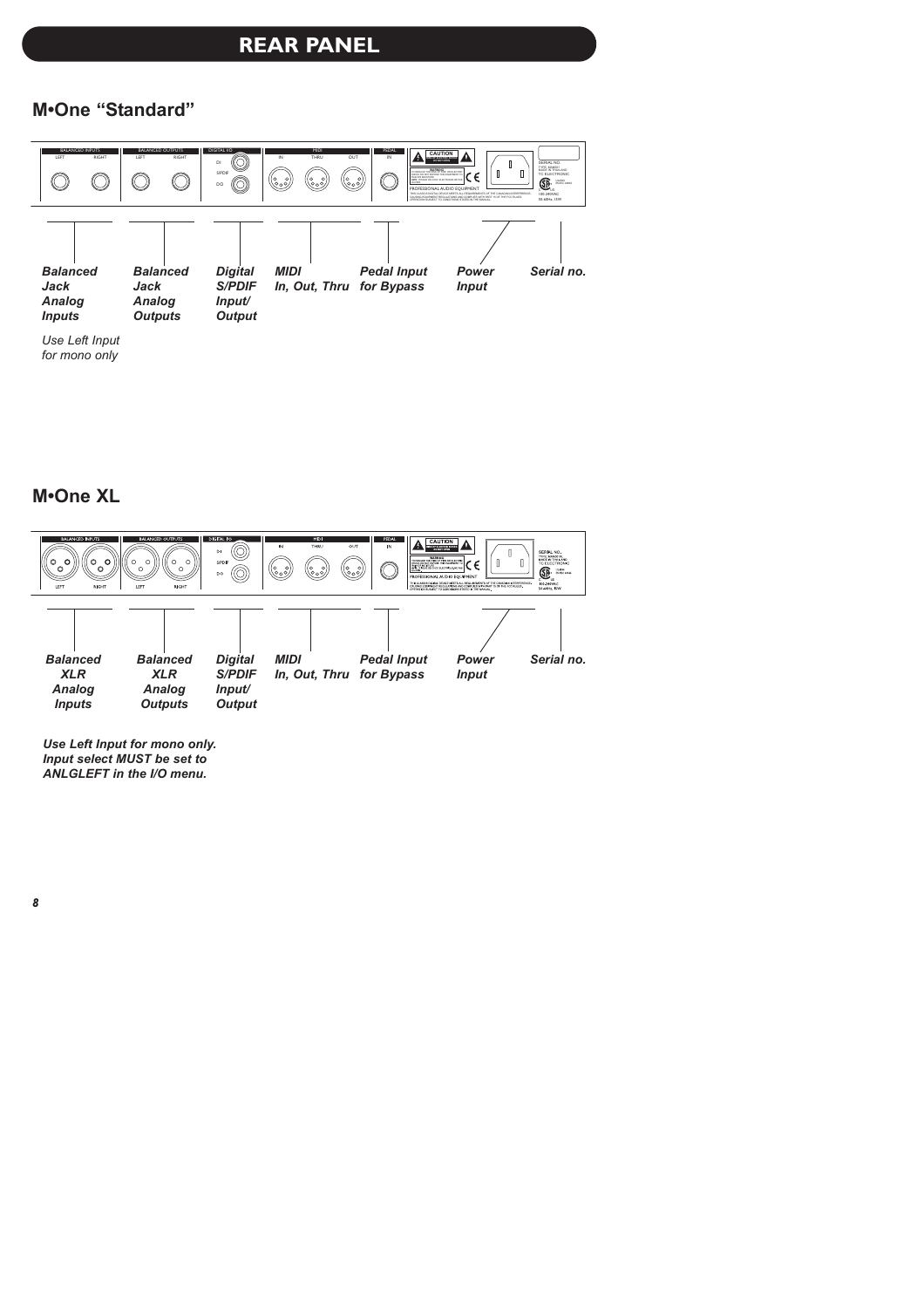# REAR PANEL

## M•One "Standard"

*Balanced Jack Analog Inputs*

*Use Left Input for mono only*

*Balanced Jack Analog Outputs*

*Digital S/PDIF Input/ Output*

*MIDI In, Out, Thru*

*Pedal Input for Bypass*

*Power Input*

*Serial no.*

## M•One XL

*Balanced XLR Analog Inputs*

*Balanced XLR Analog Outputs*

*Digital S/PDIF Input/ Output*

*MIDI In, Out, Thru*

*Pedal Input for Bypass*

*Power Input*

*Serial no.*

***Use Left Input for mono only. Input select MUST be set to ANLGLEFT in the I/O menu.***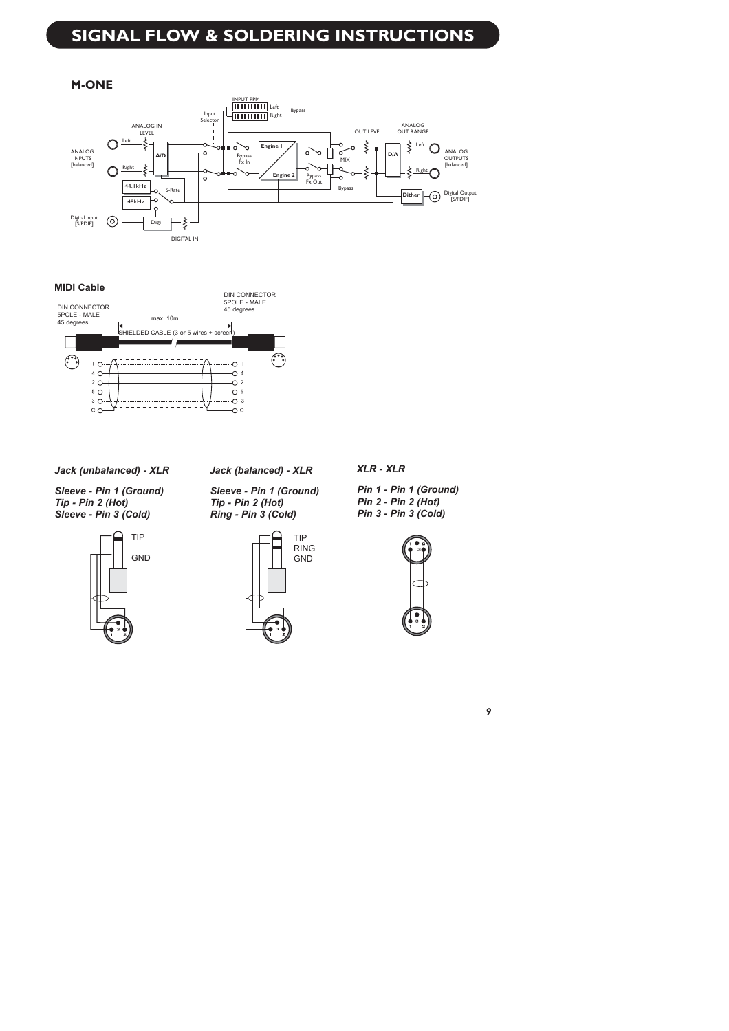# SIGNAL FLOW & SOLDERING INSTRUCTIONS

## M-ONE

ANALOG INPUTS [balanced]

ANALOG IN LEVEL

Left

Right

A/D

44.1kHz

48kHz

S-Rate

Digital Input [S/PDIF]

Digi

DIGITAL IN

Input Selector

INPUT PPM

Left

Right

Bypass

Engine 1

Engine 2

Bypass Fx In

Bypass Fx Out

MIX

Bypass

OUT LEVEL

ANALOG OUT RANGE

D/A

Left

Right

ANALOG OUTPUTS [balanced]

Dither

Digital Output [S/PDIF]

### MIDI Cable

DIN CONNECTOR 5POLE - MALE 45 degrees

DIN CONNECTOR 5POLE - MALE 45 degrees

max. 10m

SHIELDED CABLE (3 or 5 wires + screen)

1, 4, 2, 5, 3, C

### *Jack (unbalanced) - XLR*

***Sleeve - Pin 1 (Ground)***
***Tip - Pin 2 (Hot)***
***Sleeve - Pin 3 (Cold)***

TIP

GND

### *Jack (balanced) - XLR*

***Sleeve - Pin 1 (Ground)***
***Tip - Pin 2 (Hot)***
***Ring - Pin 3 (Cold)***

TIP

RING

GND

### *XLR - XLR*

***Pin 1 - Pin 1 (Ground)***
***Pin 2 - Pin 2 (Hot)***
***Pin 3 - Pin 3 (Cold)***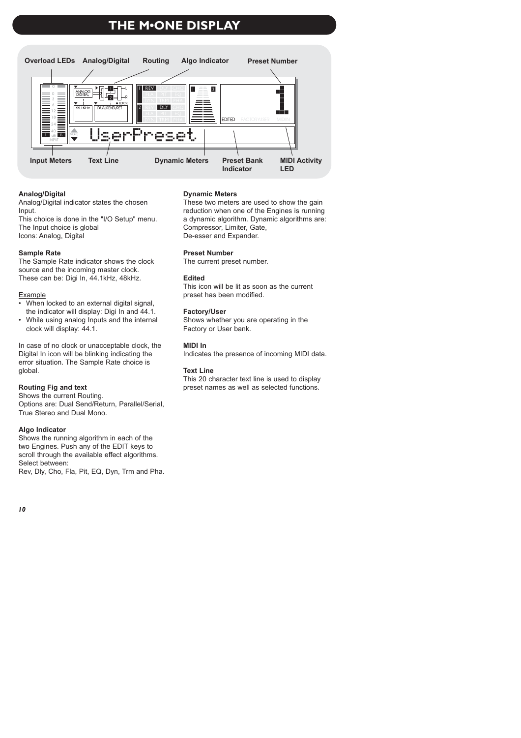# THE M•ONE DISPLAY

Overload LEDs Analog/Digital Routing Algo Indicator Preset Number

Input Meters Text Line Dynamic Meters Preset Bank Indicator MIDI Activity LED

**Analog/Digital**
Analog/Digital indicator states the chosen Input.
This choice is done in the "I/O Setup" menu.
The Input choice is global
Icons: Analog, Digital

**Sample Rate**
The Sample Rate indicator shows the clock source and the incoming master clock.
These can be: Digi In, 44.1kHz, 48kHz.

Example
- When locked to an external digital signal, the indicator will display: Digi In and 44.1.
- While using analog Inputs and the internal clock will display: 44.1.

In case of no clock or unacceptable clock, the Digital In icon will be blinking indicating the error situation. The Sample Rate choice is global.

**Routing Fig and text**
Shows the current Routing.
Options are: Dual Send/Return, Parallel/Serial, True Stereo and Dual Mono.

**Algo Indicator**
Shows the running algorithm in each of the two Engines. Push any of the EDIT keys to scroll through the available effect algorithms.
Select between:
Rev, Dly, Cho, Fla, Pit, EQ, Dyn, Trm and Pha.

**Dynamic Meters**
These two meters are used to show the gain reduction when one of the Engines is running a dynamic algorithm. Dynamic algorithms are:
Compressor, Limiter, Gate,
De-esser and Expander.

**Preset Number**
The current preset number.

**Edited**
This icon will be lit as soon as the current preset has been modified.

**Factory/User**
Shows whether you are operating in the Factory or User bank.

**MIDI In**
Indicates the presence of incoming MIDI data.

**Text Line**
This 20 character text line is used to display preset names as well as selected functions.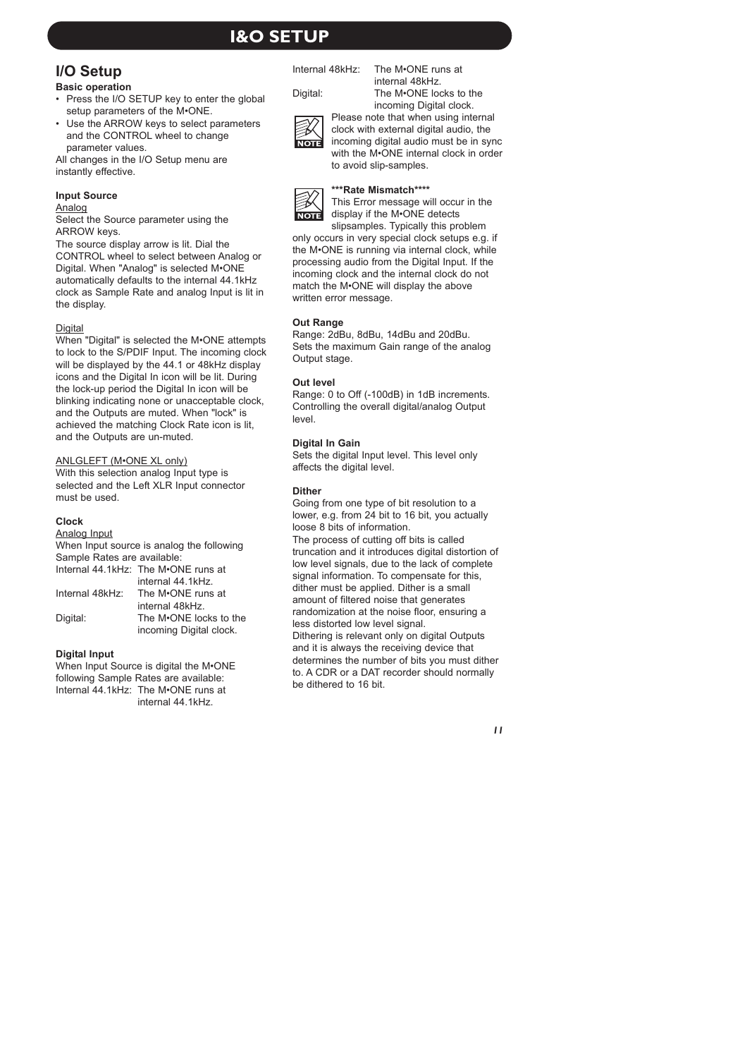# I&O SETUP

## I/O Setup

**Basic operation**

- Press the I/O SETUP key to enter the global setup parameters of the M•ONE.
- Use the ARROW keys to select parameters and the CONTROL wheel to change parameter values.

All changes in the I/O Setup menu are instantly effective.

**Input Source**

Analog

Select the Source parameter using the ARROW keys.

The source display arrow is lit. Dial the CONTROL wheel to select between Analog or Digital. When "Analog" is selected M•ONE automatically defaults to the internal 44.1kHz clock as Sample Rate and analog Input is lit in the display.

Digital

When "Digital" is selected the M•ONE attempts to lock to the S/PDIF Input. The incoming clock will be displayed by the 44.1 or 48kHz display icons and the Digital In icon will be lit. During the lock-up period the Digital In icon will be blinking indicating none or unacceptable clock, and the Outputs are muted. When "lock" is achieved the matching Clock Rate icon is lit, and the Outputs are un-muted.

ANLGLEFT (M•ONE XL only)

With this selection analog Input type is selected and the Left XLR Input connector must be used.

**Clock**

Analog Input

When Input source is analog the following Sample Rates are available:

Internal 44.1kHz: The M•ONE runs at internal 44.1kHz.
Internal 48kHz: The M•ONE runs at internal 48kHz.
Digital: The M•ONE locks to the incoming Digital clock.

**Digital Input**

When Input Source is digital the M•ONE following Sample Rates are available:

Internal 44.1kHz: The M•ONE runs at internal 44.1kHz.
Internal 48kHz: The M•ONE runs at internal 48kHz.
Digital: The M•ONE locks to the incoming Digital clock.

NOTE: Please note that when using internal clock with external digital audio, the incoming digital audio must be in sync with the M•ONE internal clock in order to avoid slip-samples.

NOTE: **\*\*\*Rate Mismatch\*\*\*\***

This Error message will occur in the display if the M•ONE detects slipsamples. Typically this problem only occurs in very special clock setups e.g. if the M•ONE is running via internal clock, while processing audio from the Digital Input. If the incoming clock and the internal clock do not match the M•ONE will display the above written error message.

**Out Range**

Range: 2dBu, 8dBu, 14dBu and 20dBu.
Sets the maximum Gain range of the analog Output stage.

**Out level**

Range: 0 to Off (-100dB) in 1dB increments.
Controlling the overall digital/analog Output level.

**Digital In Gain**

Sets the digital Input level. This level only affects the digital level.

**Dither**

Going from one type of bit resolution to a lower, e.g. from 24 bit to 16 bit, you actually loose 8 bits of information.

The process of cutting off bits is called truncation and it introduces digital distortion of low level signals, due to the lack of complete signal information. To compensate for this, dither must be applied. Dither is a small amount of filtered noise that generates randomization at the noise floor, ensuring a less distorted low level signal.

Dithering is relevant only on digital Outputs and it is always the receiving device that determines the number of bits you must dither to. A CDR or a DAT recorder should normally be dithered to 16 bit.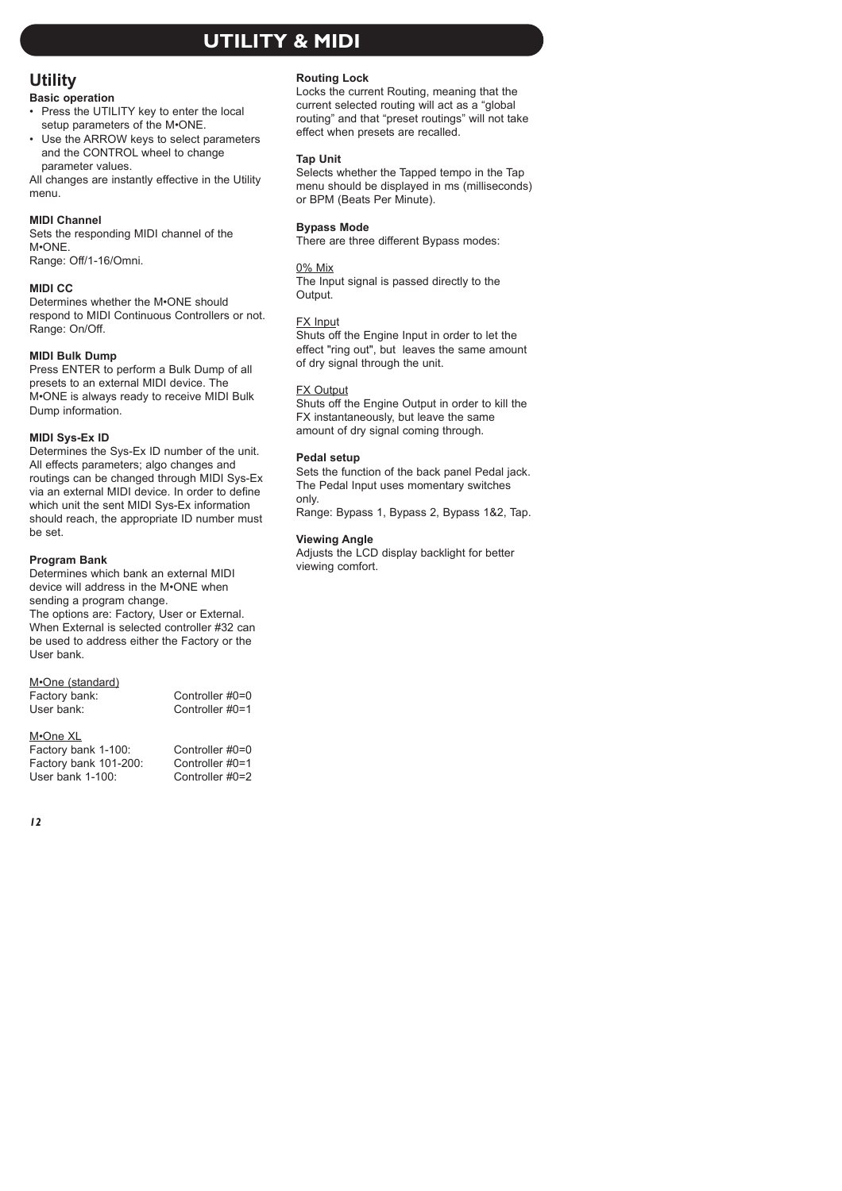# UTILITY & MIDI

## Utility

### Basic operation

- Press the UTILITY key to enter the local setup parameters of the M•ONE.
- Use the ARROW keys to select parameters and the CONTROL wheel to change parameter values.

All changes are instantly effective in the Utility menu.

### MIDI Channel

Sets the responding MIDI channel of the M•ONE.
Range: Off/1-16/Omni.

### MIDI CC

Determines whether the M•ONE should respond to MIDI Continuous Controllers or not.
Range: On/Off.

### MIDI Bulk Dump

Press ENTER to perform a Bulk Dump of all presets to an external MIDI device. The M•ONE is always ready to receive MIDI Bulk Dump information.

### MIDI Sys-Ex ID

Determines the Sys-Ex ID number of the unit. All effects parameters; algo changes and routings can be changed through MIDI Sys-Ex via an external MIDI device. In order to define which unit the sent MIDI Sys-Ex information should reach, the appropriate ID number must be set.

### Program Bank

Determines which bank an external MIDI device will address in the M•ONE when sending a program change.
The options are: Factory, User or External. When External is selected controller #32 can be used to address either the Factory or the User bank.

M•One (standard)

| | |
|---|---|
| Factory bank: | Controller #0=0 |
| User bank: | Controller #0=1 |

M•One XL

| | |
|---|---|
| Factory bank 1-100: | Controller #0=0 |
| Factory bank 101-200: | Controller #0=1 |
| User bank 1-100: | Controller #0=2 |

### Routing Lock

Locks the current Routing, meaning that the current selected routing will act as a "global routing" and that "preset routings" will not take effect when presets are recalled.

### Tap Unit

Selects whether the Tapped tempo in the Tap menu should be displayed in ms (milliseconds) or BPM (Beats Per Minute).

### Bypass Mode

There are three different Bypass modes:

0% Mix
The Input signal is passed directly to the Output.

FX Input
Shuts off the Engine Input in order to let the effect "ring out", but leaves the same amount of dry signal through the unit.

FX Output
Shuts off the Engine Output in order to kill the FX instantaneously, but leave the same amount of dry signal coming through.

### Pedal setup

Sets the function of the back panel Pedal jack. The Pedal Input uses momentary switches only.
Range: Bypass 1, Bypass 2, Bypass 1&2, Tap.

### Viewing Angle

Adjusts the LCD display backlight for better viewing comfort.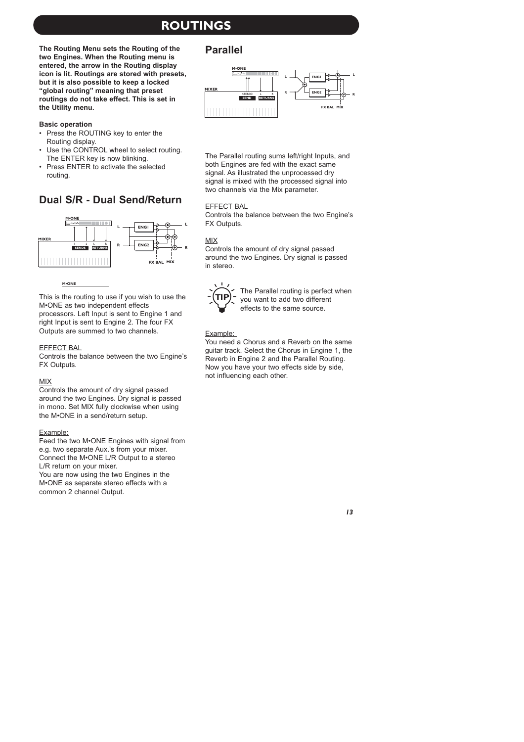# ROUTINGS

**The Routing Menu sets the Routing of the two Engines. When the Routing menu is entered, the arrow in the Routing display icon is lit. Routings are stored with presets, but it is also possible to keep a locked "global routing" meaning that preset routings do not take effect. This is set in the Utility menu.**

**Basic operation**

- Press the ROUTING key to enter the Routing display.
- Use the CONTROL wheel to select routing. The ENTER key is now blinking.
- Press ENTER to activate the selected routing.

## Dual S/R - Dual Send/Return

This is the routing to use if you wish to use the M•ONE as two independent effects processors. Left Input is sent to Engine 1 and right Input is sent to Engine 2. The four FX Outputs are summed to two channels.

EFFECT BAL
Controls the balance between the two Engine's FX Outputs.

MIX
Controls the amount of dry signal passed around the two Engines. Dry signal is passed in mono. Set MIX fully clockwise when using the M•ONE in a send/return setup.

Example:
Feed the two M•ONE Engines with signal from e.g. two separate Aux.'s from your mixer. Connect the M•ONE L/R Output to a stereo L/R return on your mixer.
You are now using the two Engines in the M•ONE as separate stereo effects with a common 2 channel Output.

## Parallel

The Parallel routing sums left/right Inputs, and both Engines are fed with the exact same signal. As illustrated the unprocessed dry signal is mixed with the processed signal into two channels via the Mix parameter.

EFFECT BAL
Controls the balance between the two Engine's FX Outputs.

MIX
Controls the amount of dry signal passed around the two Engines. Dry signal is passed in stereo.

TIP: The Parallel routing is perfect when you want to add two different effects to the same source.

Example:
You need a Chorus and a Reverb on the same guitar track. Select the Chorus in Engine 1, the Reverb in Engine 2 and the Parallel Routing. Now you have your two effects side by side, not influencing each other.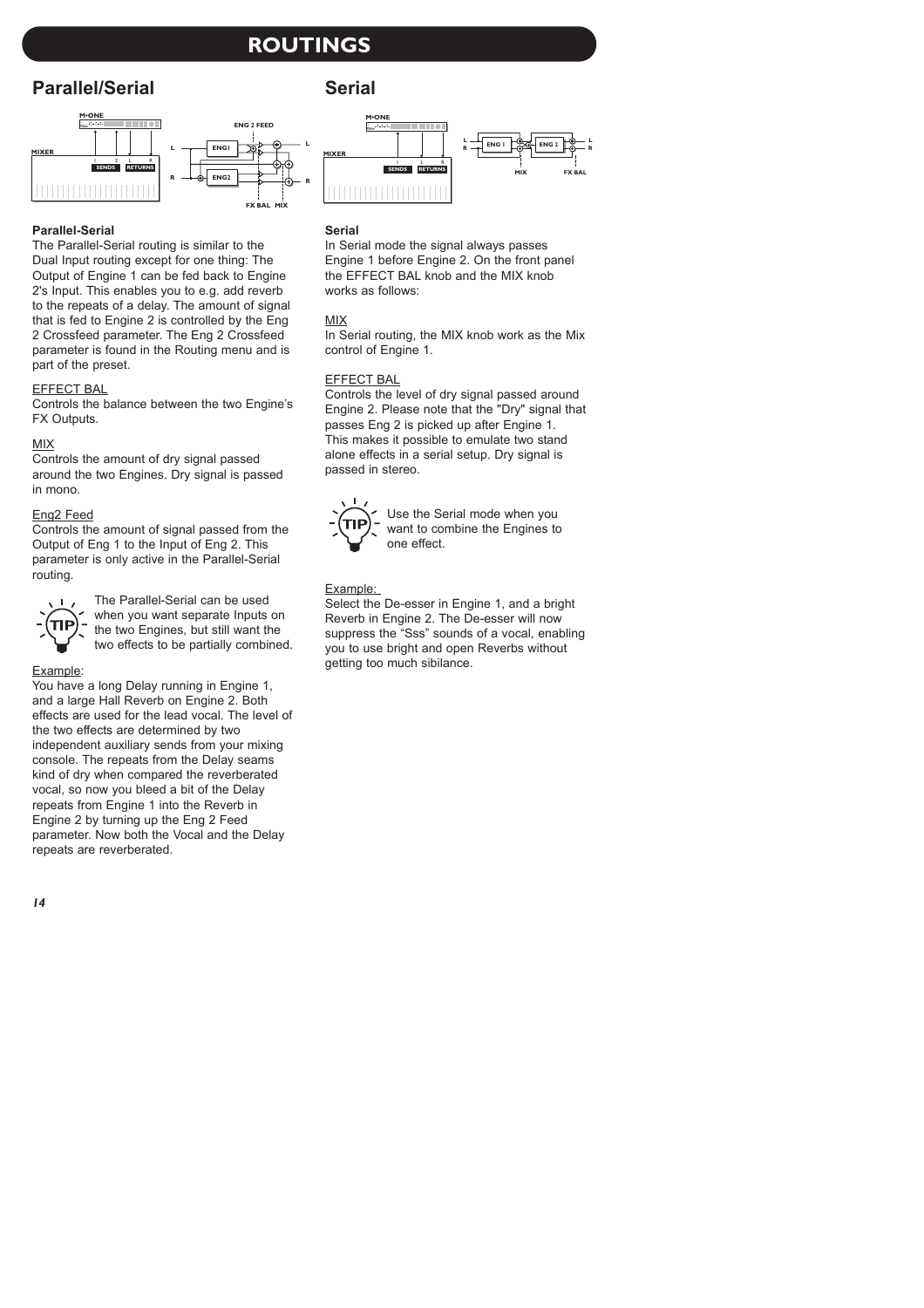# ROUTINGS

## Parallel/Serial

**Parallel-Serial**

The Parallel-Serial routing is similar to the Dual Input routing except for one thing: The Output of Engine 1 can be fed back to Engine 2's Input. This enables you to e.g. add reverb to the repeats of a delay. The amount of signal that is fed to Engine 2 is controlled by the Eng 2 Crossfeed parameter. The Eng 2 Crossfeed parameter is found in the Routing menu and is part of the preset.

EFFECT BAL

Controls the balance between the two Engine's FX Outputs.

MIX

Controls the amount of dry signal passed around the two Engines. Dry signal is passed in mono.

Eng2 Feed

Controls the amount of signal passed from the Output of Eng 1 to the Input of Eng 2. This parameter is only active in the Parallel-Serial routing.

TIP: The Parallel-Serial can be used when you want separate Inputs on the two Engines, but still want the two effects to be partially combined.

Example:

You have a long Delay running in Engine 1, and a large Hall Reverb on Engine 2. Both effects are used for the lead vocal. The level of the two effects are determined by two independent auxiliary sends from your mixing console. The repeats from the Delay seams kind of dry when compared the reverberated vocal, so now you bleed a bit of the Delay repeats from Engine 1 into the Reverb in Engine 2 by turning up the Eng 2 Feed parameter. Now both the Vocal and the Delay repeats are reverberated.

## Serial

**Serial**

In Serial mode the signal always passes Engine 1 before Engine 2. On the front panel the EFFECT BAL knob and the MIX knob works as follows:

MIX

In Serial routing, the MIX knob work as the Mix control of Engine 1.

EFFECT BAL

Controls the level of dry signal passed around Engine 2. Please note that the "Dry" signal that passes Eng 2 is picked up after Engine 1. This makes it possible to emulate two stand alone effects in a serial setup. Dry signal is passed in stereo.

TIP: Use the Serial mode when you want to combine the Engines to one effect.

Example:

Select the De-esser in Engine 1, and a bright Reverb in Engine 2. The De-esser will now suppress the "Sss" sounds of a vocal, enabling you to use bright and open Reverbs without getting too much sibilance.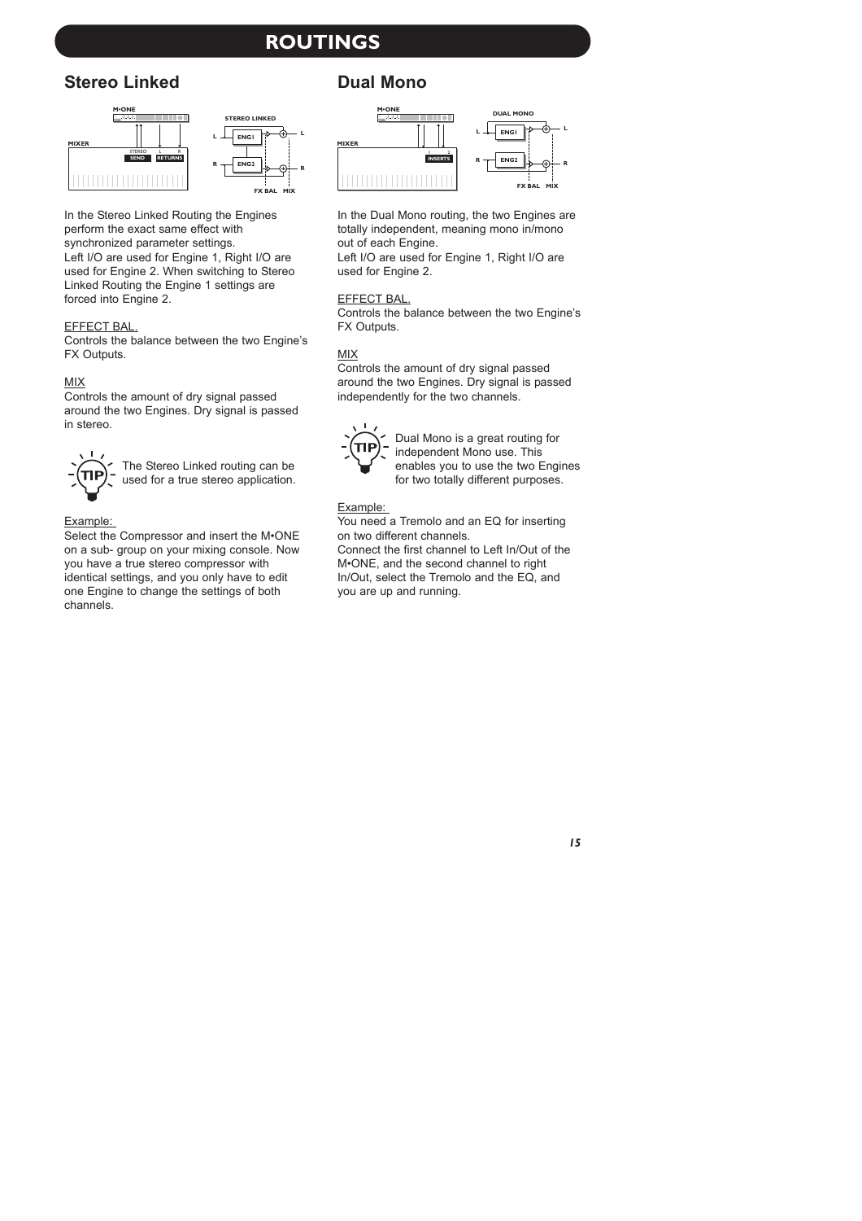# ROUTINGS

## Stereo Linked

In the Stereo Linked Routing the Engines perform the exact same effect with synchronized parameter settings.
Left I/O are used for Engine 1, Right I/O are used for Engine 2. When switching to Stereo Linked Routing the Engine 1 settings are forced into Engine 2.

EFFECT BAL.
Controls the balance between the two Engine's FX Outputs.

MIX
Controls the amount of dry signal passed around the two Engines. Dry signal is passed in stereo.

TIP: The Stereo Linked routing can be used for a true stereo application.

Example:
Select the Compressor and insert the M•ONE on a sub- group on your mixing console. Now you have a true stereo compressor with identical settings, and you only have to edit one Engine to change the settings of both channels.

## Dual Mono

In the Dual Mono routing, the two Engines are totally independent, meaning mono in/mono out of each Engine.
Left I/O are used for Engine 1, Right I/O are used for Engine 2.

EFFECT BAL.
Controls the balance between the two Engine's FX Outputs.

MIX
Controls the amount of dry signal passed around the two Engines. Dry signal is passed independently for the two channels.

TIP: Dual Mono is a great routing for independent Mono use. This enables you to use the two Engines for two totally different purposes.

Example:
You need a Tremolo and an EQ for inserting on two different channels.
Connect the first channel to Left In/Out of the M•ONE, and the second channel to right In/Out, select the Tremolo and the EQ, and you are up and running.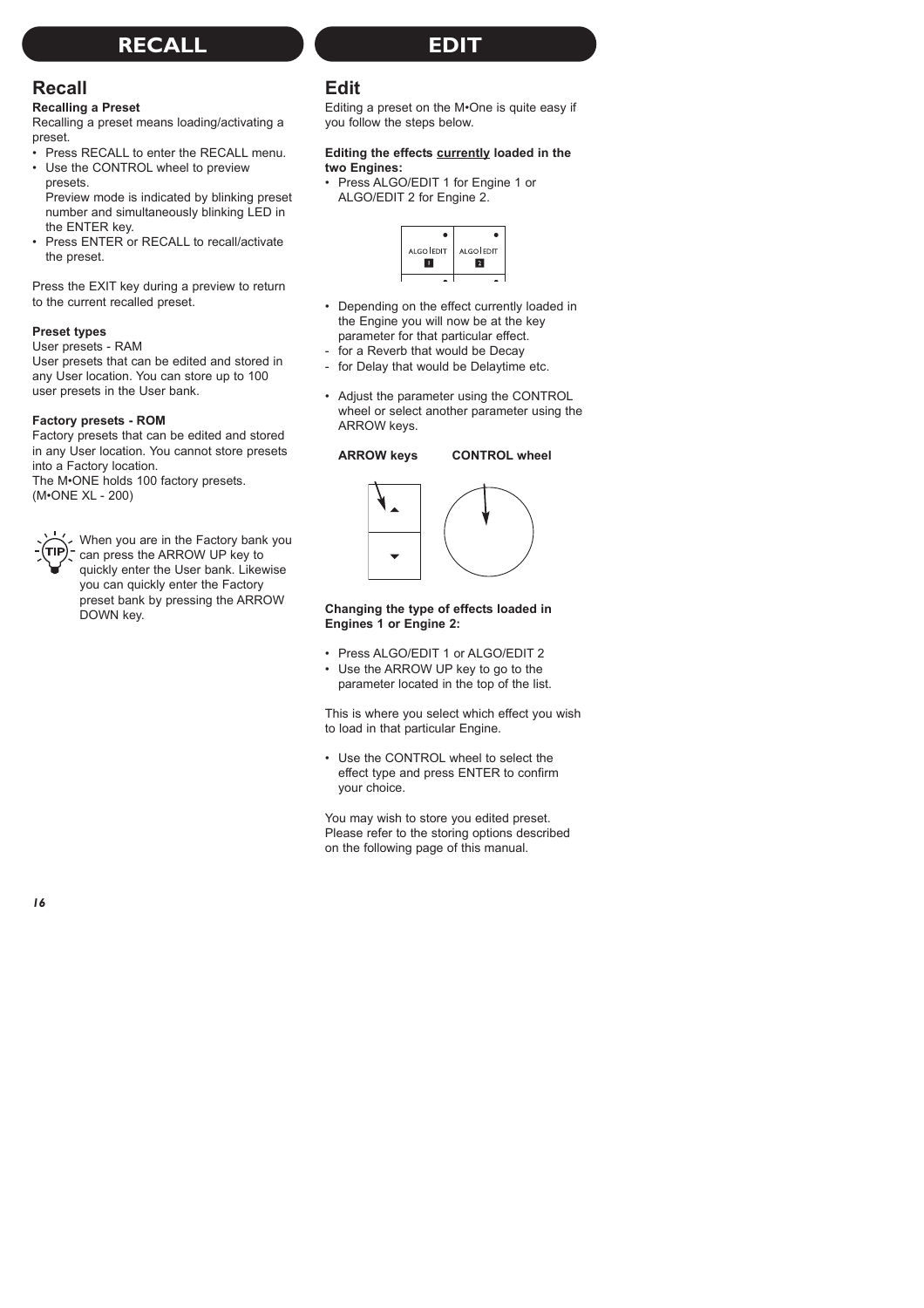# RECALL

## Recall

**Recalling a Preset**

Recalling a preset means loading/activating a preset.

- Press RECALL to enter the RECALL menu.
- Use the CONTROL wheel to preview presets.
  Preview mode is indicated by blinking preset number and simultaneously blinking LED in the ENTER key.
- Press ENTER or RECALL to recall/activate the preset.

Press the EXIT key during a preview to return to the current recalled preset.

**Preset types**

User presets - RAM

User presets that can be edited and stored in any User location. You can store up to 100 user presets in the User bank.

**Factory presets - ROM**

Factory presets that can be edited and stored in any User location. You cannot store presets into a Factory location.

The M•ONE holds 100 factory presets.
(M•ONE XL - 200)

TIP: When you are in the Factory bank you can press the ARROW UP key to quickly enter the User bank. Likewise you can quickly enter the Factory preset bank by pressing the ARROW DOWN key.

# EDIT

## Edit

Editing a preset on the M•One is quite easy if you follow the steps below.

**Editing the effects currently loaded in the two Engines:**

- Press ALGO/EDIT 1 for Engine 1 or ALGO/EDIT 2 for Engine 2.

ALGO | EDIT 1 ALGO | EDIT 2

- Depending on the effect currently loaded in the Engine you will now be at the key parameter for that particular effect.
- for a Reverb that would be Decay
- for Delay that would be Delaytime etc.

- Adjust the parameter using the CONTROL wheel or select another parameter using the ARROW keys.

**ARROW keys** **CONTROL wheel**

**Changing the type of effects loaded in Engines 1 or Engine 2:**

- Press ALGO/EDIT 1 or ALGO/EDIT 2
- Use the ARROW UP key to go to the parameter located in the top of the list.

This is where you select which effect you wish to load in that particular Engine.

- Use the CONTROL wheel to select the effect type and press ENTER to confirm your choice.

You may wish to store you edited preset. Please refer to the storing options described on the following page of this manual.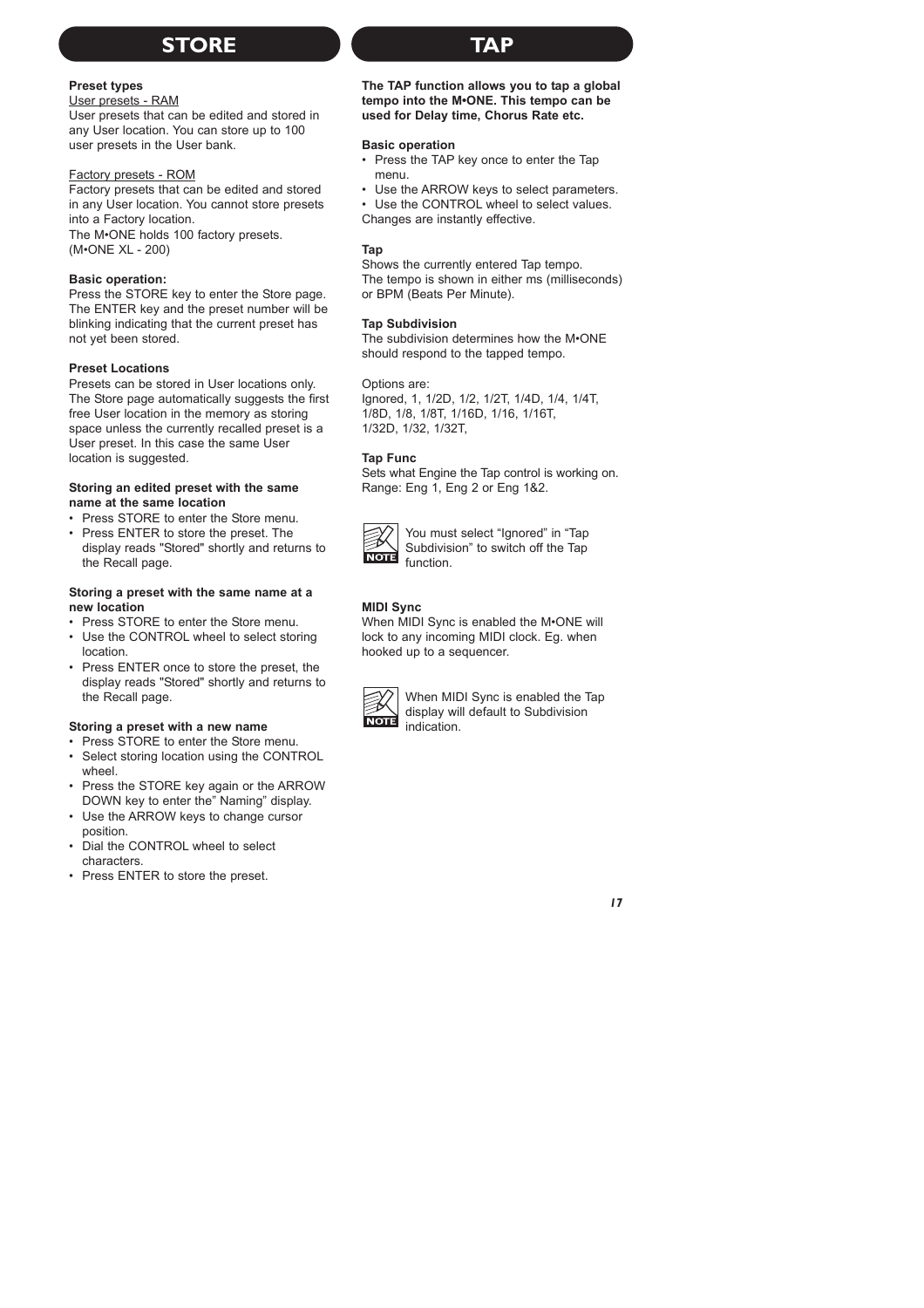# STORE

**Preset types**

User presets - RAM

User presets that can be edited and stored in any User location. You can store up to 100 user presets in the User bank.

Factory presets - ROM

Factory presets that can be edited and stored in any User location. You cannot store presets into a Factory location.

The M•ONE holds 100 factory presets. (M•ONE XL - 200)

**Basic operation:**

Press the STORE key to enter the Store page. The ENTER key and the preset number will be blinking indicating that the current preset has not yet been stored.

**Preset Locations**

Presets can be stored in User locations only. The Store page automatically suggests the first free User location in the memory as storing space unless the currently recalled preset is a User preset. In this case the same User location is suggested.

**Storing an edited preset with the same name at the same location**

- Press STORE to enter the Store menu.
- Press ENTER to store the preset. The display reads "Stored" shortly and returns to the Recall page.

**Storing a preset with the same name at a new location**

- Press STORE to enter the Store menu.
- Use the CONTROL wheel to select storing location.
- Press ENTER once to store the preset, the display reads "Stored" shortly and returns to the Recall page.

**Storing a preset with a new name**

- Press STORE to enter the Store menu.
- Select storing location using the CONTROL wheel.
- Press the STORE key again or the ARROW DOWN key to enter the" Naming" display.
- Use the ARROW keys to change cursor position.
- Dial the CONTROL wheel to select characters.
- Press ENTER to store the preset.

# TAP

**The TAP function allows you to tap a global tempo into the M•ONE. This tempo can be used for Delay time, Chorus Rate etc.**

**Basic operation**

- Press the TAP key once to enter the Tap menu.
- Use the ARROW keys to select parameters.
- Use the CONTROL wheel to select values.

Changes are instantly effective.

**Tap**

Shows the currently entered Tap tempo.
The tempo is shown in either ms (milliseconds) or BPM (Beats Per Minute).

**Tap Subdivision**

The subdivision determines how the M•ONE should respond to the tapped tempo.

Options are:
Ignored, 1, 1/2D, 1/2, 1/2T, 1/4D, 1/4, 1/4T, 1/8D, 1/8, 1/8T, 1/16D, 1/16, 1/16T, 1/32D, 1/32, 1/32T,

**Tap Func**

Sets what Engine the Tap control is working on.
Range: Eng 1, Eng 2 or Eng 1&2.

NOTE: You must select “Ignored” in “Tap Subdivision” to switch off the Tap function.

**MIDI Sync**

When MIDI Sync is enabled the M•ONE will lock to any incoming MIDI clock. Eg. when hooked up to a sequencer.

NOTE: When MIDI Sync is enabled the Tap display will default to Subdivision indication.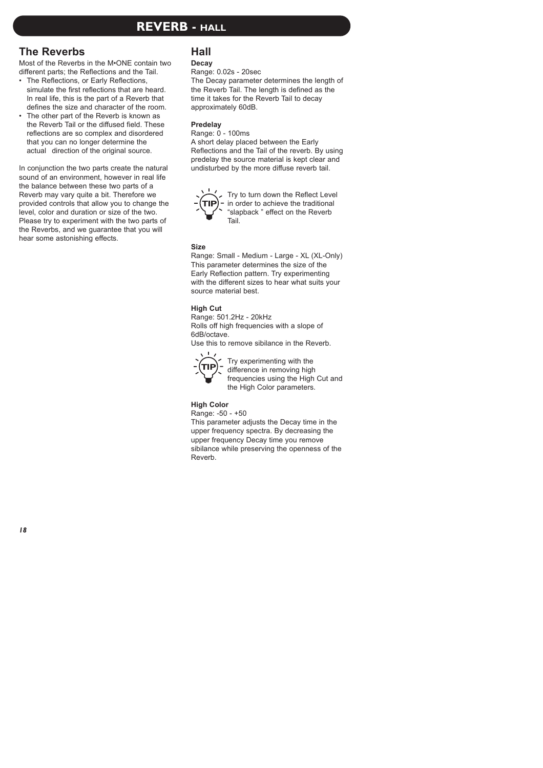# REVERB - HALL

## The Reverbs

Most of the Reverbs in the M•ONE contain two different parts; the Reflections and the Tail.

- The Reflections, or Early Reflections, simulate the first reflections that are heard. In real life, this is the part of a Reverb that defines the size and character of the room.
- The other part of the Reverb is known as the Reverb Tail or the diffused field. These reflections are so complex and disordered that you can no longer determine the actual direction of the original source.

In conjunction the two parts create the natural sound of an environment, however in real life the balance between these two parts of a Reverb may vary quite a bit. Therefore we provided controls that allow you to change the level, color and duration or size of the two. Please try to experiment with the two parts of the Reverbs, and we guarantee that you will hear some astonishing effects.

## Hall

**Decay**

Range: 0.02s - 20sec

The Decay parameter determines the length of the Reverb Tail. The length is defined as the time it takes for the Reverb Tail to decay approximately 60dB.

**Predelay**

Range: 0 - 100ms

A short delay placed between the Early Reflections and the Tail of the reverb. By using predelay the source material is kept clear and undisturbed by the more diffuse reverb tail.

TIP: Try to turn down the Reflect Level in order to achieve the traditional "slapback " effect on the Reverb Tail.

**Size**

Range: Small - Medium - Large - XL (XL-Only)

This parameter determines the size of the Early Reflection pattern. Try experimenting with the different sizes to hear what suits your source material best.

**High Cut**

Range: 501.2Hz - 20kHz

Rolls off high frequencies with a slope of 6dB/octave.

Use this to remove sibilance in the Reverb.

TIP: Try experimenting with the difference in removing high frequencies using the High Cut and the High Color parameters.

**High Color**

Range: -50 - +50

This parameter adjusts the Decay time in the upper frequency spectra. By decreasing the upper frequency Decay time you remove sibilance while preserving the openness of the Reverb.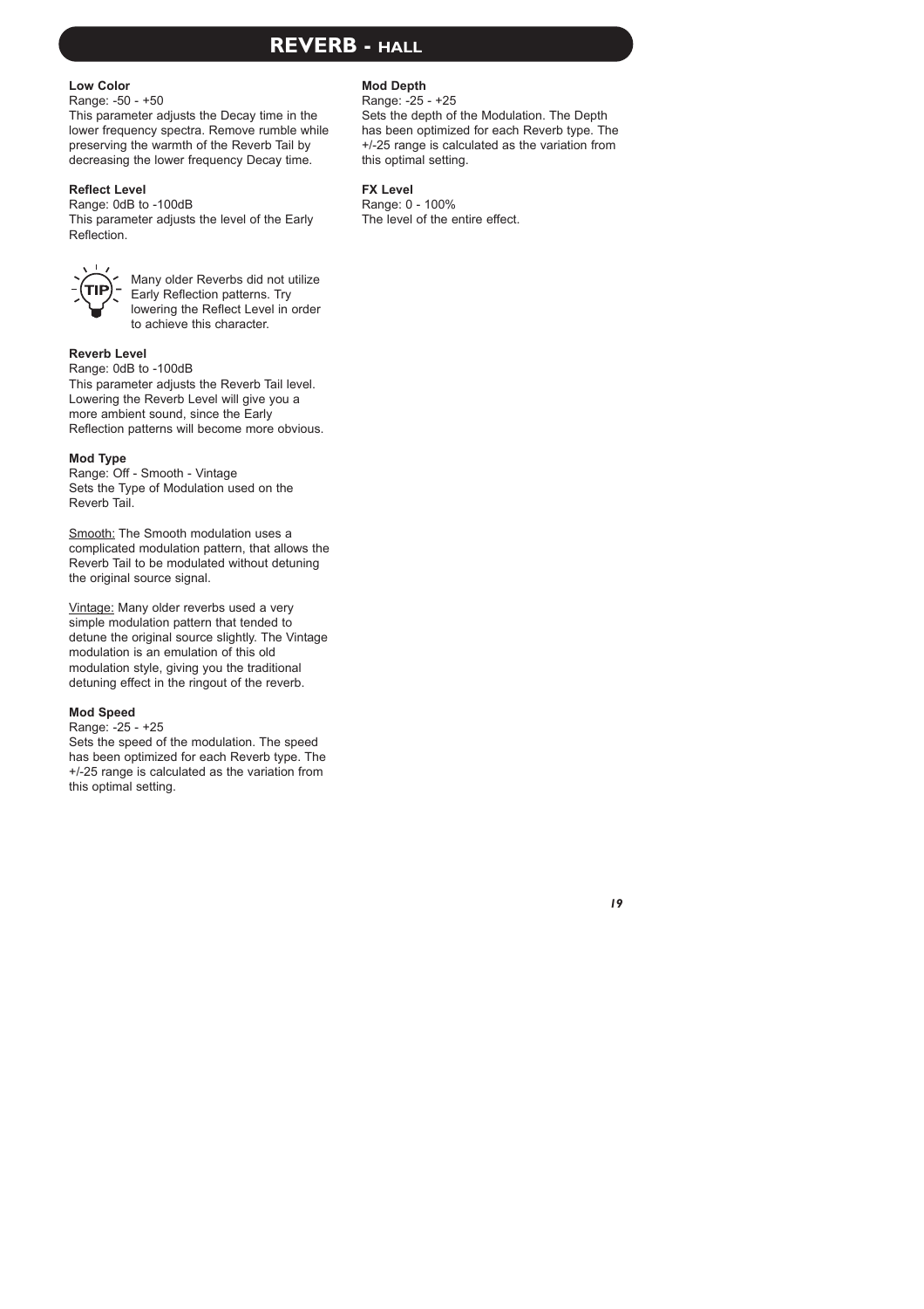# REVERB - HALL

**Low Color**
Range: -50 - +50
This parameter adjusts the Decay time in the lower frequency spectra. Remove rumble while preserving the warmth of the Reverb Tail by decreasing the lower frequency Decay time.

**Reflect Level**
Range: 0dB to -100dB
This parameter adjusts the level of the Early Reflection.

TIP: Many older Reverbs did not utilize Early Reflection patterns. Try lowering the Reflect Level in order to achieve this character.

**Reverb Level**
Range: 0dB to -100dB
This parameter adjusts the Reverb Tail level. Lowering the Reverb Level will give you a more ambient sound, since the Early Reflection patterns will become more obvious.

**Mod Type**
Range: Off - Smooth - Vintage
Sets the Type of Modulation used on the Reverb Tail.

Smooth: The Smooth modulation uses a complicated modulation pattern, that allows the Reverb Tail to be modulated without detuning the original source signal.

Vintage: Many older reverbs used a very simple modulation pattern that tended to detune the original source slightly. The Vintage modulation is an emulation of this old modulation style, giving you the traditional detuning effect in the ringout of the reverb.

**Mod Speed**
Range: -25 - +25
Sets the speed of the modulation. The speed has been optimized for each Reverb type. The +/-25 range is calculated as the variation from this optimal setting.

**Mod Depth**
Range: -25 - +25
Sets the depth of the Modulation. The Depth has been optimized for each Reverb type. The +/-25 range is calculated as the variation from this optimal setting.

**FX Level**
Range: 0 - 100%
The level of the entire effect.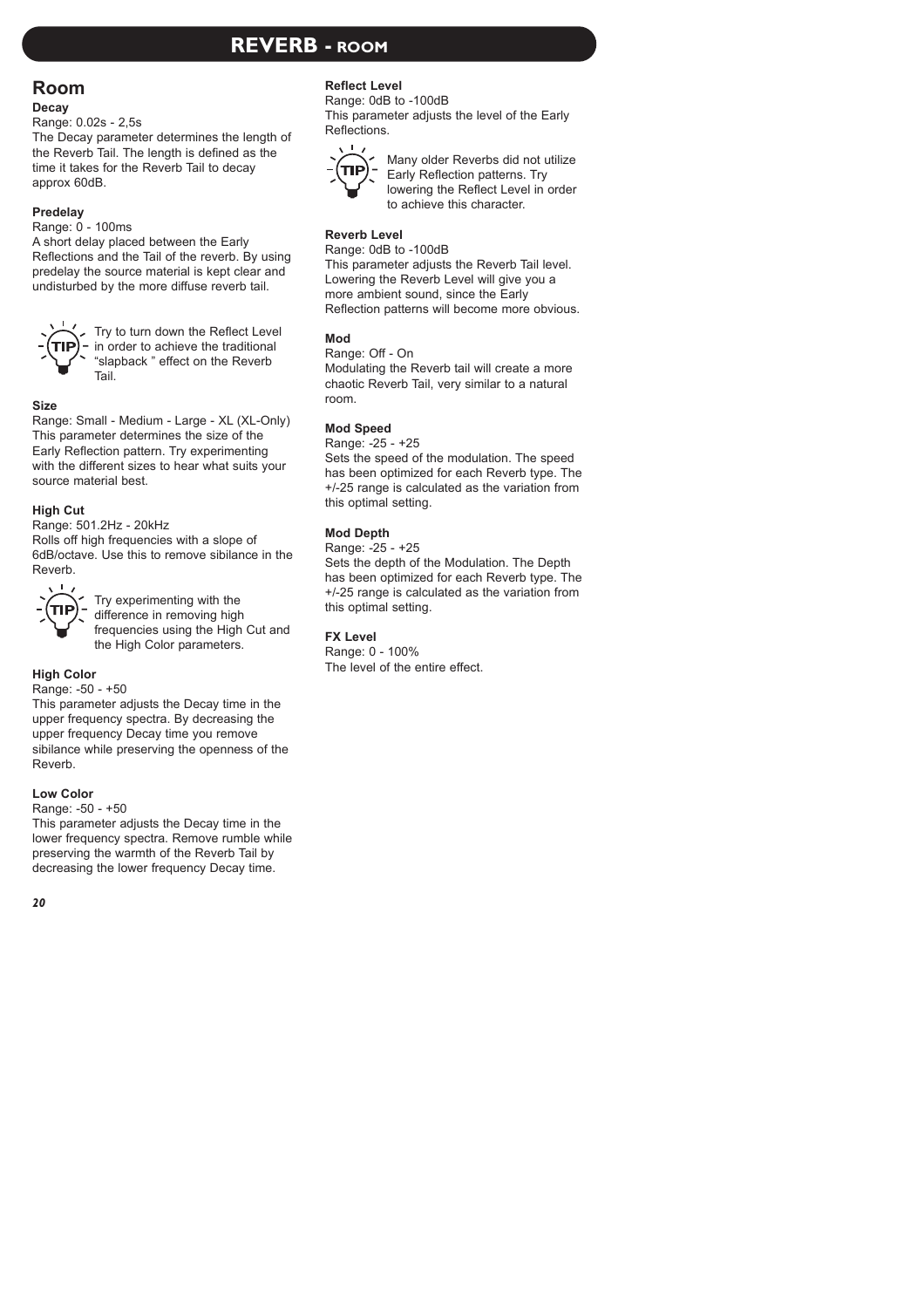# REVERB - ROOM

## Room

**Decay**

Range: 0.02s - 2,5s

The Decay parameter determines the length of the Reverb Tail. The length is defined as the time it takes for the Reverb Tail to decay approx 60dB.

**Predelay**

Range: 0 - 100ms

A short delay placed between the Early Reflections and the Tail of the reverb. By using predelay the source material is kept clear and undisturbed by the more diffuse reverb tail.

TIP: Try to turn down the Reflect Level in order to achieve the traditional "slapback " effect on the Reverb Tail.

**Size**

Range: Small - Medium - Large - XL (XL-Only)

This parameter determines the size of the Early Reflection pattern. Try experimenting with the different sizes to hear what suits your source material best.

**High Cut**

Range: 501.2Hz - 20kHz

Rolls off high frequencies with a slope of 6dB/octave. Use this to remove sibilance in the Reverb.

TIP: Try experimenting with the difference in removing high frequencies using the High Cut and the High Color parameters.

**High Color**

Range: -50 - +50

This parameter adjusts the Decay time in the upper frequency spectra. By decreasing the upper frequency Decay time you remove sibilance while preserving the openness of the Reverb.

**Low Color**

Range: -50 - +50

This parameter adjusts the Decay time in the lower frequency spectra. Remove rumble while preserving the warmth of the Reverb Tail by decreasing the lower frequency Decay time.

**Reflect Level**

Range: 0dB to -100dB

This parameter adjusts the level of the Early Reflections.

TIP: Many older Reverbs did not utilize Early Reflection patterns. Try lowering the Reflect Level in order to achieve this character.

**Reverb Level**

Range: 0dB to -100dB

This parameter adjusts the Reverb Tail level. Lowering the Reverb Level will give you a more ambient sound, since the Early Reflection patterns will become more obvious.

**Mod**

Range: Off - On

Modulating the Reverb tail will create a more chaotic Reverb Tail, very similar to a natural room.

**Mod Speed**

Range: -25 - +25

Sets the speed of the modulation. The speed has been optimized for each Reverb type. The +/-25 range is calculated as the variation from this optimal setting.

**Mod Depth**

Range: -25 - +25

Sets the depth of the Modulation. The Depth has been optimized for each Reverb type. The +/-25 range is calculated as the variation from this optimal setting.

**FX Level**

Range: 0 - 100%

The level of the entire effect.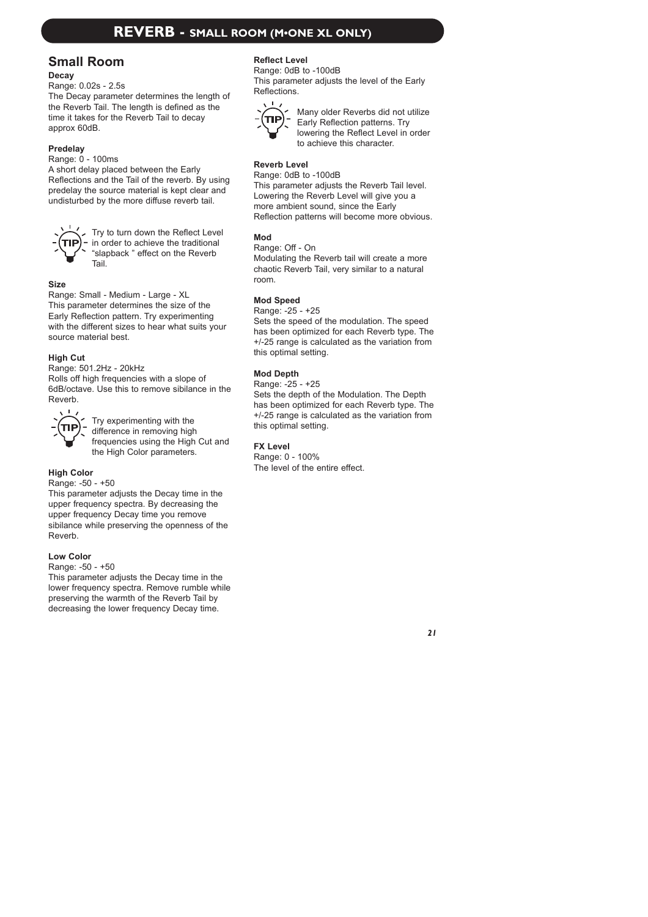# REVERB - SMALL ROOM (M•ONE XL ONLY)

## Small Room

**Decay**

Range: 0.02s - 2.5s

The Decay parameter determines the length of the Reverb Tail. The length is defined as the time it takes for the Reverb Tail to decay approx 60dB.

**Predelay**

Range: 0 - 100ms

A short delay placed between the Early Reflections and the Tail of the reverb. By using predelay the source material is kept clear and undisturbed by the more diffuse reverb tail.

TIP: Try to turn down the Reflect Level in order to achieve the traditional "slapback " effect on the Reverb Tail.

**Size**

Range: Small - Medium - Large - XL

This parameter determines the size of the Early Reflection pattern. Try experimenting with the different sizes to hear what suits your source material best.

**High Cut**

Range: 501.2Hz - 20kHz

Rolls off high frequencies with a slope of 6dB/octave. Use this to remove sibilance in the Reverb.

TIP: Try experimenting with the difference in removing high frequencies using the High Cut and the High Color parameters.

**High Color**

Range: -50 - +50

This parameter adjusts the Decay time in the upper frequency spectra. By decreasing the upper frequency Decay time you remove sibilance while preserving the openness of the Reverb.

**Low Color**

Range: -50 - +50

This parameter adjusts the Decay time in the lower frequency spectra. Remove rumble while preserving the warmth of the Reverb Tail by decreasing the lower frequency Decay time.

**Reflect Level**

Range: 0dB to -100dB

This parameter adjusts the level of the Early Reflections.

TIP: Many older Reverbs did not utilize Early Reflection patterns. Try lowering the Reflect Level in order to achieve this character.

**Reverb Level**

Range: 0dB to -100dB

This parameter adjusts the Reverb Tail level. Lowering the Reverb Level will give you a more ambient sound, since the Early Reflection patterns will become more obvious.

**Mod**

Range: Off - On

Modulating the Reverb tail will create a more chaotic Reverb Tail, very similar to a natural room.

**Mod Speed**

Range: -25 - +25

Sets the speed of the modulation. The speed has been optimized for each Reverb type. The +/-25 range is calculated as the variation from this optimal setting.

**Mod Depth**

Range: -25 - +25

Sets the depth of the Modulation. The Depth has been optimized for each Reverb type. The +/-25 range is calculated as the variation from this optimal setting.

**FX Level**

Range: 0 - 100%

The level of the entire effect.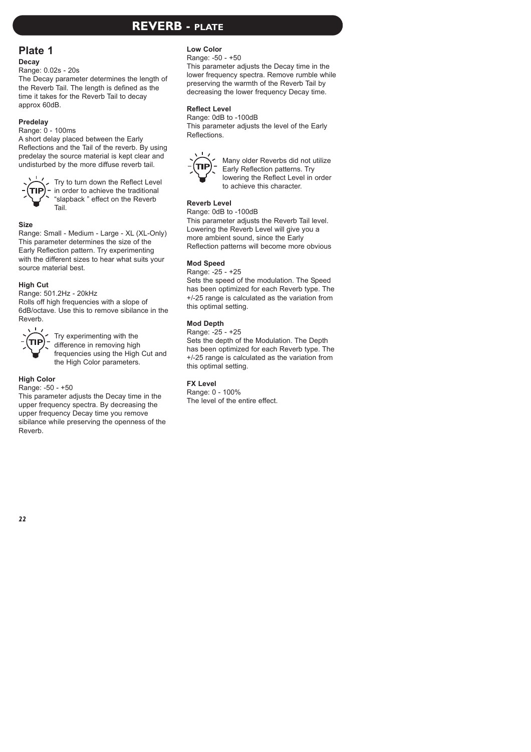# REVERB - PLATE

## Plate 1

**Decay**

Range: 0.02s - 20s

The Decay parameter determines the length of the Reverb Tail. The length is defined as the time it takes for the Reverb Tail to decay approx 60dB.

**Predelay**

Range: 0 - 100ms

A short delay placed between the Early Reflections and the Tail of the reverb. By using predelay the source material is kept clear and undisturbed by the more diffuse reverb tail.

TIP: Try to turn down the Reflect Level in order to achieve the traditional "slapback " effect on the Reverb Tail.

**Size**

Range: Small - Medium - Large - XL (XL-Only)

This parameter determines the size of the Early Reflection pattern. Try experimenting with the different sizes to hear what suits your source material best.

**High Cut**

Range: 501.2Hz - 20kHz

Rolls off high frequencies with a slope of 6dB/octave. Use this to remove sibilance in the Reverb.

TIP: Try experimenting with the difference in removing high frequencies using the High Cut and the High Color parameters.

**High Color**

Range: -50 - +50

This parameter adjusts the Decay time in the upper frequency spectra. By decreasing the upper frequency Decay time you remove sibilance while preserving the openness of the Reverb.

**Low Color**

Range: -50 - +50

This parameter adjusts the Decay time in the lower frequency spectra. Remove rumble while preserving the warmth of the Reverb Tail by decreasing the lower frequency Decay time.

**Reflect Level**

Range: 0dB to -100dB

This parameter adjusts the level of the Early Reflections.

TIP: Many older Reverbs did not utilize Early Reflection patterns. Try lowering the Reflect Level in order to achieve this character.

**Reverb Level**

Range: 0dB to -100dB

This parameter adjusts the Reverb Tail level. Lowering the Reverb Level will give you a more ambient sound, since the Early Reflection patterns will become more obvious

**Mod Speed**

Range: -25 - +25

Sets the speed of the modulation. The Speed has been optimized for each Reverb type. The +/-25 range is calculated as the variation from this optimal setting.

**Mod Depth**

Range: -25 - +25

Sets the depth of the Modulation. The Depth has been optimized for each Reverb type. The +/-25 range is calculated as the variation from this optimal setting.

**FX Level**

Range: 0 - 100%

The level of the entire effect.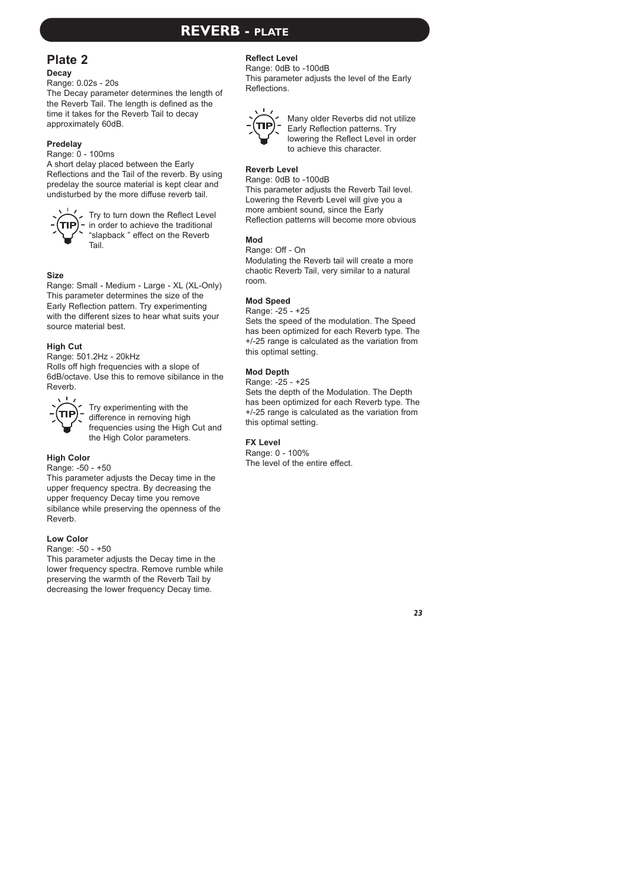# REVERB - PLATE

## Plate 2

**Decay**

Range: 0.02s - 20s

The Decay parameter determines the length of the Reverb Tail. The length is defined as the time it takes for the Reverb Tail to decay approximately 60dB.

**Predelay**

Range: 0 - 100ms

A short delay placed between the Early Reflections and the Tail of the reverb. By using predelay the source material is kept clear and undisturbed by the more diffuse reverb tail.

TIP: Try to turn down the Reflect Level in order to achieve the traditional "slapback " effect on the Reverb Tail.

**Size**

Range: Small - Medium - Large - XL (XL-Only)

This parameter determines the size of the Early Reflection pattern. Try experimenting with the different sizes to hear what suits your source material best.

**High Cut**

Range: 501.2Hz - 20kHz

Rolls off high frequencies with a slope of 6dB/octave. Use this to remove sibilance in the Reverb.

TIP: Try experimenting with the difference in removing high frequencies using the High Cut and the High Color parameters.

**High Color**

Range: -50 - +50

This parameter adjusts the Decay time in the upper frequency spectra. By decreasing the upper frequency Decay time you remove sibilance while preserving the openness of the Reverb.

**Low Color**

Range: -50 - +50

This parameter adjusts the Decay time in the lower frequency spectra. Remove rumble while preserving the warmth of the Reverb Tail by decreasing the lower frequency Decay time.

**Reflect Level**

Range: 0dB to -100dB

This parameter adjusts the level of the Early Reflections.

TIP: Many older Reverbs did not utilize Early Reflection patterns. Try lowering the Reflect Level in order to achieve this character.

**Reverb Level**

Range: 0dB to -100dB

This parameter adjusts the Reverb Tail level. Lowering the Reverb Level will give you a more ambient sound, since the Early Reflection patterns will become more obvious

**Mod**

Range: Off - On

Modulating the Reverb tail will create a more chaotic Reverb Tail, very similar to a natural room.

**Mod Speed**

Range: -25 - +25

Sets the speed of the modulation. The Speed has been optimized for each Reverb type. The +/-25 range is calculated as the variation from this optimal setting.

**Mod Depth**

Range: -25 - +25

Sets the depth of the Modulation. The Depth has been optimized for each Reverb type. The +/-25 range is calculated as the variation from this optimal setting.

**FX Level**

Range: 0 - 100%

The level of the entire effect.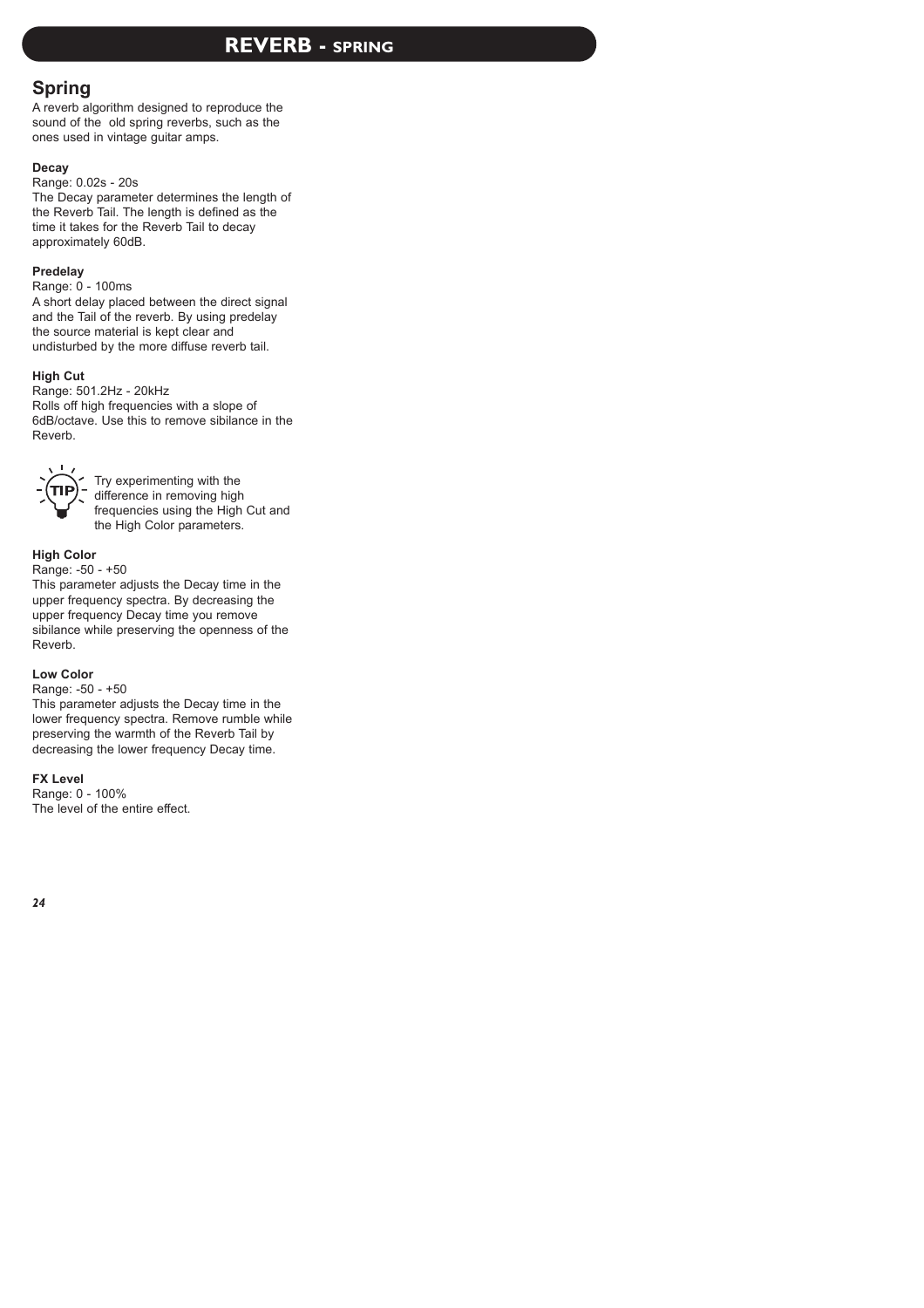# REVERB - SPRING

## Spring

A reverb algorithm designed to reproduce the sound of the old spring reverbs, such as the ones used in vintage guitar amps.

**Decay**

Range: 0.02s - 20s

The Decay parameter determines the length of the Reverb Tail. The length is defined as the time it takes for the Reverb Tail to decay approximately 60dB.

**Predelay**

Range: 0 - 100ms

A short delay placed between the direct signal and the Tail of the reverb. By using predelay the source material is kept clear and undisturbed by the more diffuse reverb tail.

**High Cut**

Range: 501.2Hz - 20kHz

Rolls off high frequencies with a slope of 6dB/octave. Use this to remove sibilance in the Reverb.

TIP: Try experimenting with the difference in removing high frequencies using the High Cut and the High Color parameters.

**High Color**

Range: -50 - +50

This parameter adjusts the Decay time in the upper frequency spectra. By decreasing the upper frequency Decay time you remove sibilance while preserving the openness of the Reverb.

**Low Color**

Range: -50 - +50

This parameter adjusts the Decay time in the lower frequency spectra. Remove rumble while preserving the warmth of the Reverb Tail by decreasing the lower frequency Decay time.

**FX Level**

Range: 0 - 100%

The level of the entire effect.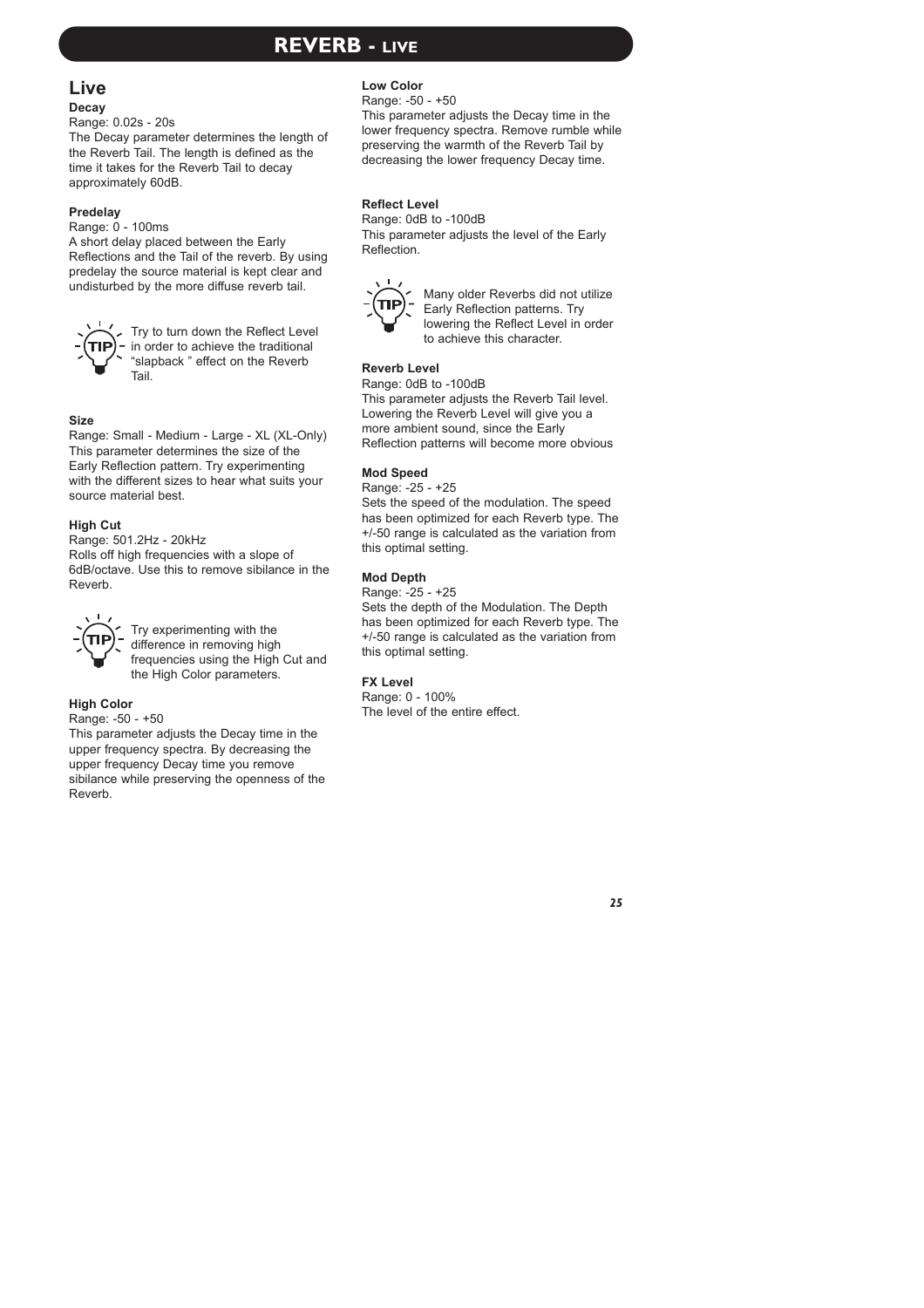# REVERB - LIVE

## Live

**Decay**

Range: 0.02s - 20s

The Decay parameter determines the length of the Reverb Tail. The length is defined as the time it takes for the Reverb Tail to decay approximately 60dB.

**Predelay**

Range: 0 - 100ms

A short delay placed between the Early Reflections and the Tail of the reverb. By using predelay the source material is kept clear and undisturbed by the more diffuse reverb tail.

TIP: Try to turn down the Reflect Level in order to achieve the traditional "slapback " effect on the Reverb Tail.

**Size**

Range: Small - Medium - Large - XL (XL-Only)

This parameter determines the size of the Early Reflection pattern. Try experimenting with the different sizes to hear what suits your source material best.

**High Cut**

Range: 501.2Hz - 20kHz

Rolls off high frequencies with a slope of 6dB/octave. Use this to remove sibilance in the Reverb.

TIP: Try experimenting with the difference in removing high frequencies using the High Cut and the High Color parameters.

**High Color**

Range: -50 - +50

This parameter adjusts the Decay time in the upper frequency spectra. By decreasing the upper frequency Decay time you remove sibilance while preserving the openness of the Reverb.

**Low Color**

Range: -50 - +50

This parameter adjusts the Decay time in the lower frequency spectra. Remove rumble while preserving the warmth of the Reverb Tail by decreasing the lower frequency Decay time.

**Reflect Level**

Range: 0dB to -100dB

This parameter adjusts the level of the Early Reflection.

TIP: Many older Reverbs did not utilize Early Reflection patterns. Try lowering the Reflect Level in order to achieve this character.

**Reverb Level**

Range: 0dB to -100dB

This parameter adjusts the Reverb Tail level. Lowering the Reverb Level will give you a more ambient sound, since the Early Reflection patterns will become more obvious

**Mod Speed**

Range: -25 - +25

Sets the speed of the modulation. The speed has been optimized for each Reverb type. The +/-50 range is calculated as the variation from this optimal setting.

**Mod Depth**

Range: -25 - +25

Sets the depth of the Modulation. The Depth has been optimized for each Reverb type. The +/-50 range is calculated as the variation from this optimal setting.

**FX Level**

Range: 0 - 100%

The level of the entire effect.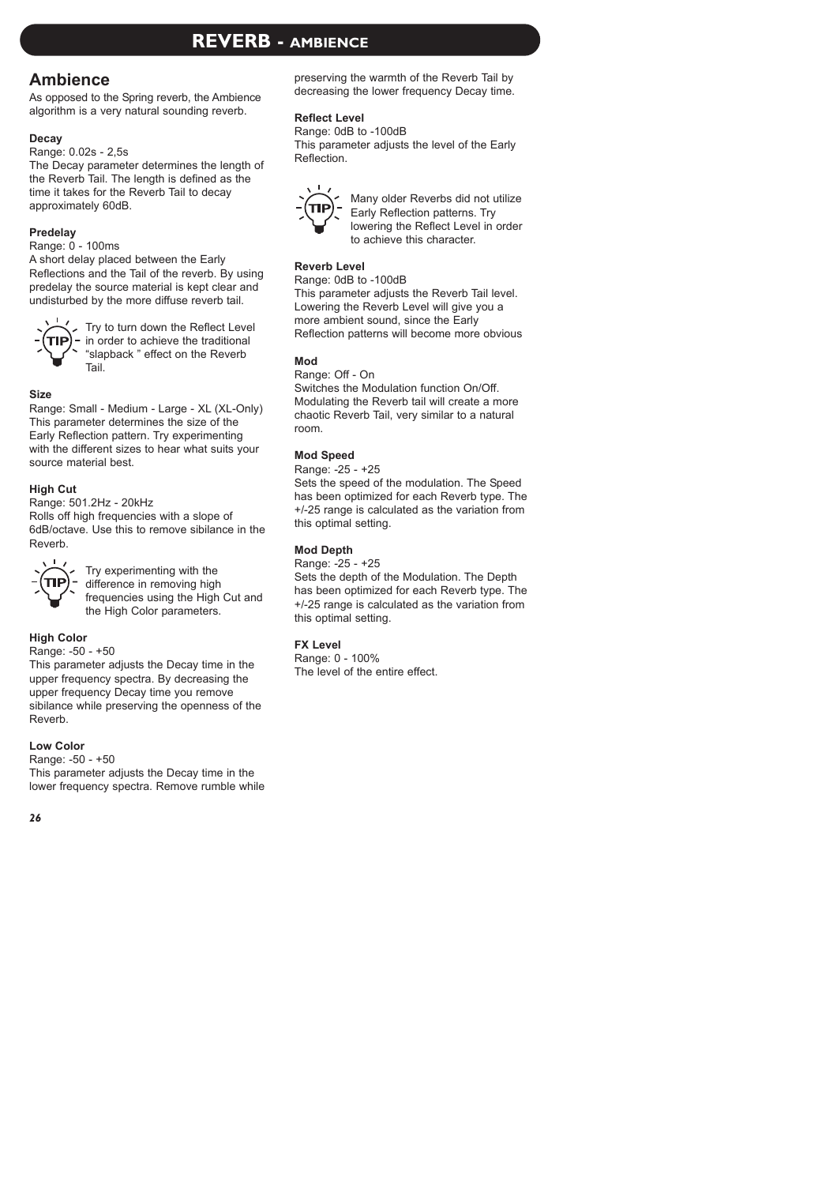# REVERB - AMBIENCE

## Ambience

As opposed to the Spring reverb, the Ambience algorithm is a very natural sounding reverb.

**Decay**

Range: 0.02s - 2,5s

The Decay parameter determines the length of the Reverb Tail. The length is defined as the time it takes for the Reverb Tail to decay approximately 60dB.

**Predelay**

Range: 0 - 100ms

A short delay placed between the Early Reflections and the Tail of the reverb. By using predelay the source material is kept clear and undisturbed by the more diffuse reverb tail.

TIP: Try to turn down the Reflect Level in order to achieve the traditional "slapback " effect on the Reverb Tail.

**Size**

Range: Small - Medium - Large - XL (XL-Only)

This parameter determines the size of the Early Reflection pattern. Try experimenting with the different sizes to hear what suits your source material best.

**High Cut**

Range: 501.2Hz - 20kHz

Rolls off high frequencies with a slope of 6dB/octave. Use this to remove sibilance in the Reverb.

TIP: Try experimenting with the difference in removing high frequencies using the High Cut and the High Color parameters.

**High Color**

Range: -50 - +50

This parameter adjusts the Decay time in the upper frequency spectra. By decreasing the upper frequency Decay time you remove sibilance while preserving the openness of the Reverb.

**Low Color**

Range: -50 - +50

This parameter adjusts the Decay time in the lower frequency spectra. Remove rumble while preserving the warmth of the Reverb Tail by decreasing the lower frequency Decay time.

**Reflect Level**

Range: 0dB to -100dB

This parameter adjusts the level of the Early Reflection.

TIP: Many older Reverbs did not utilize Early Reflection patterns. Try lowering the Reflect Level in order to achieve this character.

**Reverb Level**

Range: 0dB to -100dB

This parameter adjusts the Reverb Tail level. Lowering the Reverb Level will give you a more ambient sound, since the Early Reflection patterns will become more obvious

**Mod**

Range: Off - On

Switches the Modulation function On/Off. Modulating the Reverb tail will create a more chaotic Reverb Tail, very similar to a natural room.

**Mod Speed**

Range: -25 - +25

Sets the speed of the modulation. The Speed has been optimized for each Reverb type. The +/-25 range is calculated as the variation from this optimal setting.

**Mod Depth**

Range: -25 - +25

Sets the depth of the Modulation. The Depth has been optimized for each Reverb type. The +/-25 range is calculated as the variation from this optimal setting.

**FX Level**

Range: 0 - 100%

The level of the entire effect.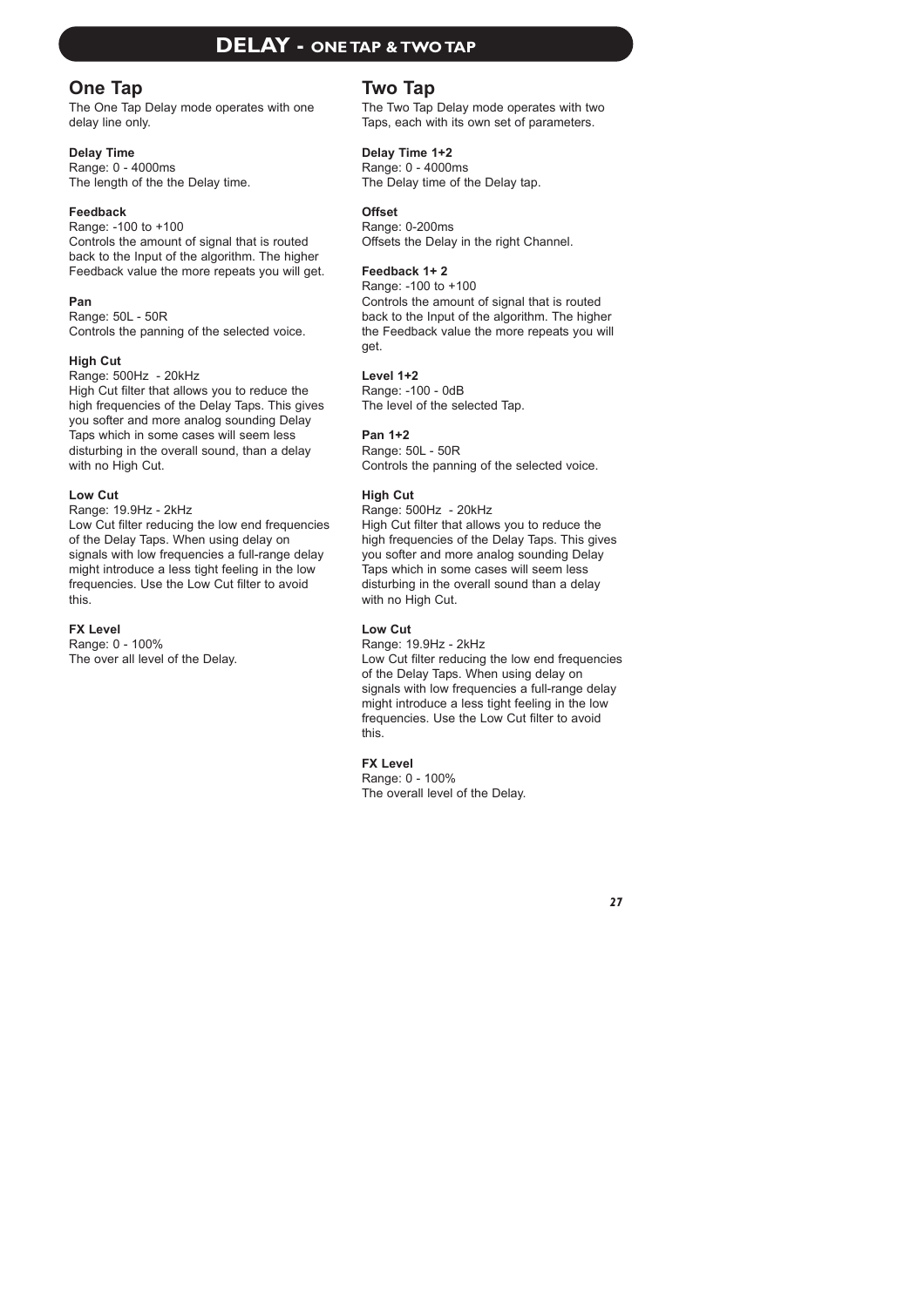# DELAY - ONE TAP & TWO TAP

## One Tap

The One Tap Delay mode operates with one delay line only.

**Delay Time**
Range: 0 - 4000ms
The length of the the Delay time.

**Feedback**
Range: -100 to +100
Controls the amount of signal that is routed back to the Input of the algorithm. The higher Feedback value the more repeats you will get.

**Pan**
Range: 50L - 50R
Controls the panning of the selected voice.

**High Cut**
Range: 500Hz - 20kHz
High Cut filter that allows you to reduce the high frequencies of the Delay Taps. This gives you softer and more analog sounding Delay Taps which in some cases will seem less disturbing in the overall sound, than a delay with no High Cut.

**Low Cut**
Range: 19.9Hz - 2kHz
Low Cut filter reducing the low end frequencies of the Delay Taps. When using delay on signals with low frequencies a full-range delay might introduce a less tight feeling in the low frequencies. Use the Low Cut filter to avoid this.

**FX Level**
Range: 0 - 100%
The over all level of the Delay.

## Two Tap

The Two Tap Delay mode operates with two Taps, each with its own set of parameters.

**Delay Time 1+2**
Range: 0 - 4000ms
The Delay time of the Delay tap.

**Offset**
Range: 0-200ms
Offsets the Delay in the right Channel.

**Feedback 1+ 2**
Range: -100 to +100
Controls the amount of signal that is routed back to the Input of the algorithm. The higher the Feedback value the more repeats you will get.

**Level 1+2**
Range: -100 - 0dB
The level of the selected Tap.

**Pan 1+2**
Range: 50L - 50R
Controls the panning of the selected voice.

**High Cut**
Range: 500Hz - 20kHz
High Cut filter that allows you to reduce the high frequencies of the Delay Taps. This gives you softer and more analog sounding Delay Taps which in some cases will seem less disturbing in the overall sound than a delay with no High Cut.

**Low Cut**
Range: 19.9Hz - 2kHz
Low Cut filter reducing the low end frequencies of the Delay Taps. When using delay on signals with low frequencies a full-range delay might introduce a less tight feeling in the low frequencies. Use the Low Cut filter to avoid this.

**FX Level**
Range: 0 - 100%
The overall level of the Delay.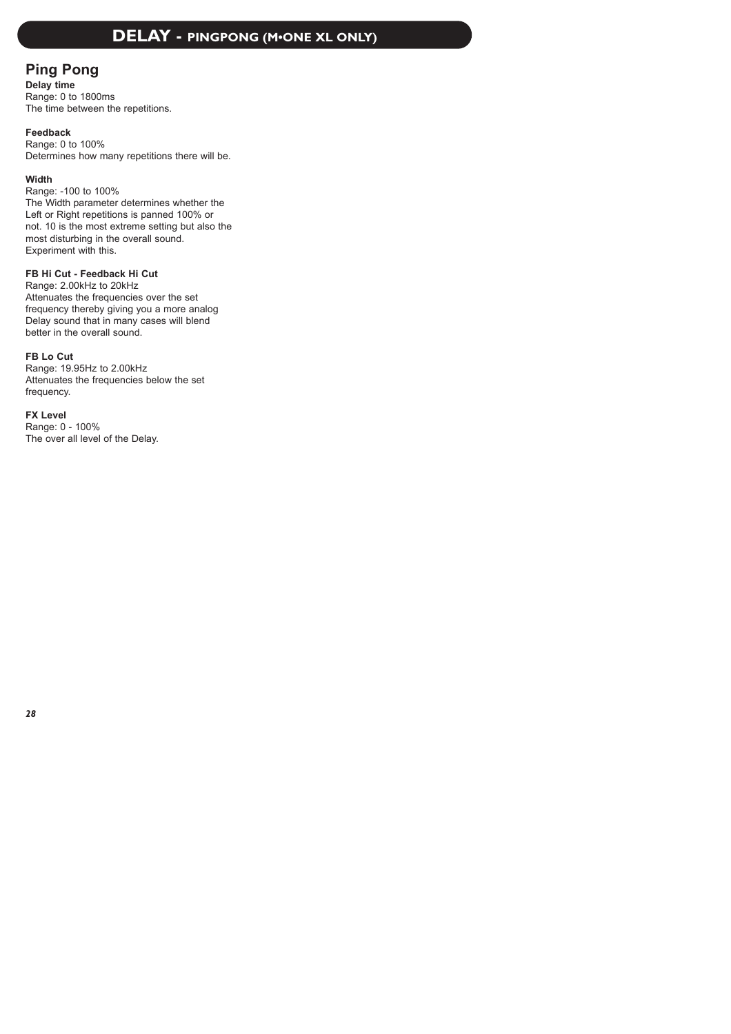# DELAY - PINGPONG (M•ONE XL ONLY)

## Ping Pong

**Delay time**
Range: 0 to 1800ms
The time between the repetitions.

**Feedback**
Range: 0 to 100%
Determines how many repetitions there will be.

**Width**
Range: -100 to 100%
The Width parameter determines whether the Left or Right repetitions is panned 100% or not. 10 is the most extreme setting but also the most disturbing in the overall sound. Experiment with this.

**FB Hi Cut - Feedback Hi Cut**
Range: 2.00kHz to 20kHz
Attenuates the frequencies over the set frequency thereby giving you a more analog Delay sound that in many cases will blend better in the overall sound.

**FB Lo Cut**
Range: 19.95Hz to 2.00kHz
Attenuates the frequencies below the set frequency.

**FX Level**
Range: 0 - 100%
The over all level of the Delay.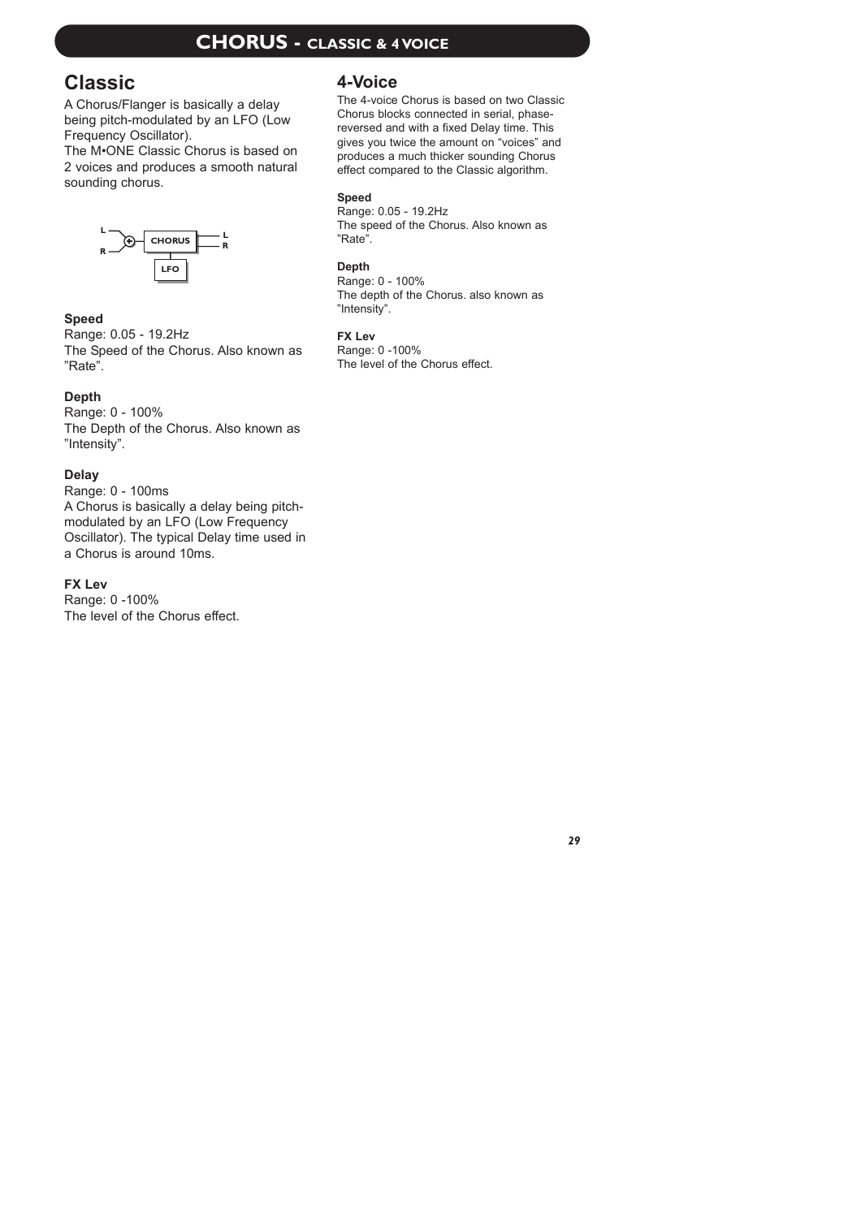# CHORUS - CLASSIC & 4 VOICE

## Classic

A Chorus/Flanger is basically a delay being pitch-modulated by an LFO (Low Frequency Oscillator).
The M•ONE Classic Chorus is based on 2 voices and produces a smooth natural sounding chorus.

**Speed**
Range: 0.05 - 19.2Hz
The Speed of the Chorus. Also known as ”Rate”.

**Depth**
Range: 0 - 100%
The Depth of the Chorus. Also known as ”Intensity”.

**Delay**
Range: 0 - 100ms
A Chorus is basically a delay being pitch-modulated by an LFO (Low Frequency Oscillator). The typical Delay time used in a Chorus is around 10ms.

**FX Lev**
Range: 0 -100%
The level of the Chorus effect.

## 4-Voice

The 4-voice Chorus is based on two Classic Chorus blocks connected in serial, phase-reversed and with a fixed Delay time. This gives you twice the amount on “voices” and produces a much thicker sounding Chorus effect compared to the Classic algorithm.

**Speed**
Range: 0.05 - 19.2Hz
The speed of the Chorus. Also known as ”Rate”.

**Depth**
Range: 0 - 100%
The depth of the Chorus. also known as ”Intensity”.

**FX Lev**
Range: 0 -100%
The level of the Chorus effect.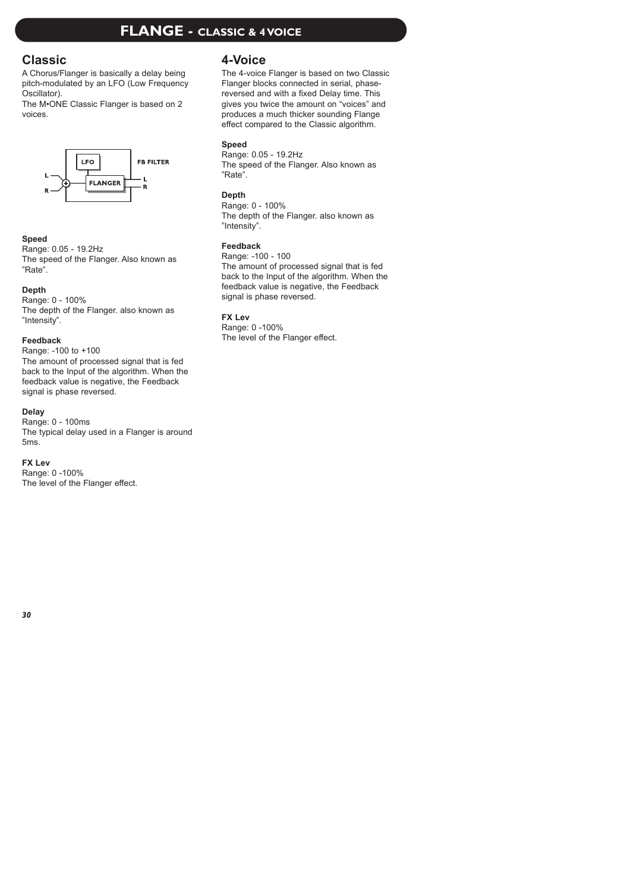# FLANGE - CLASSIC & 4 VOICE

## Classic

A Chorus/Flanger is basically a delay being pitch-modulated by an LFO (Low Frequency Oscillator).
The M•ONE Classic Flanger is based on 2 voices.

LFO
FB FILTER
L
R
FLANGER
L
R

**Speed**
Range: 0.05 - 19.2Hz
The speed of the Flanger. Also known as ”Rate”.

**Depth**
Range: 0 - 100%
The depth of the Flanger. also known as ”Intensity”.

**Feedback**
Range: -100 to +100
The amount of processed signal that is fed back to the Input of the algorithm. When the feedback value is negative, the Feedback signal is phase reversed.

**Delay**
Range: 0 - 100ms
The typical delay used in a Flanger is around 5ms.

**FX Lev**
Range: 0 -100%
The level of the Flanger effect.

## 4-Voice

The 4-voice Flanger is based on two Classic Flanger blocks connected in serial, phase-reversed and with a fixed Delay time. This gives you twice the amount on “voices” and produces a much thicker sounding Flange effect compared to the Classic algorithm.

**Speed**
Range: 0.05 - 19.2Hz
The speed of the Flanger. Also known as ”Rate”.

**Depth**
Range: 0 - 100%
The depth of the Flanger. also known as ”Intensity”.

**Feedback**
Range: -100 - 100
The amount of processed signal that is fed back to the Input of the algorithm. When the feedback value is negative, the Feedback signal is phase reversed.

**FX Lev**
Range: 0 -100%
The level of the Flanger effect.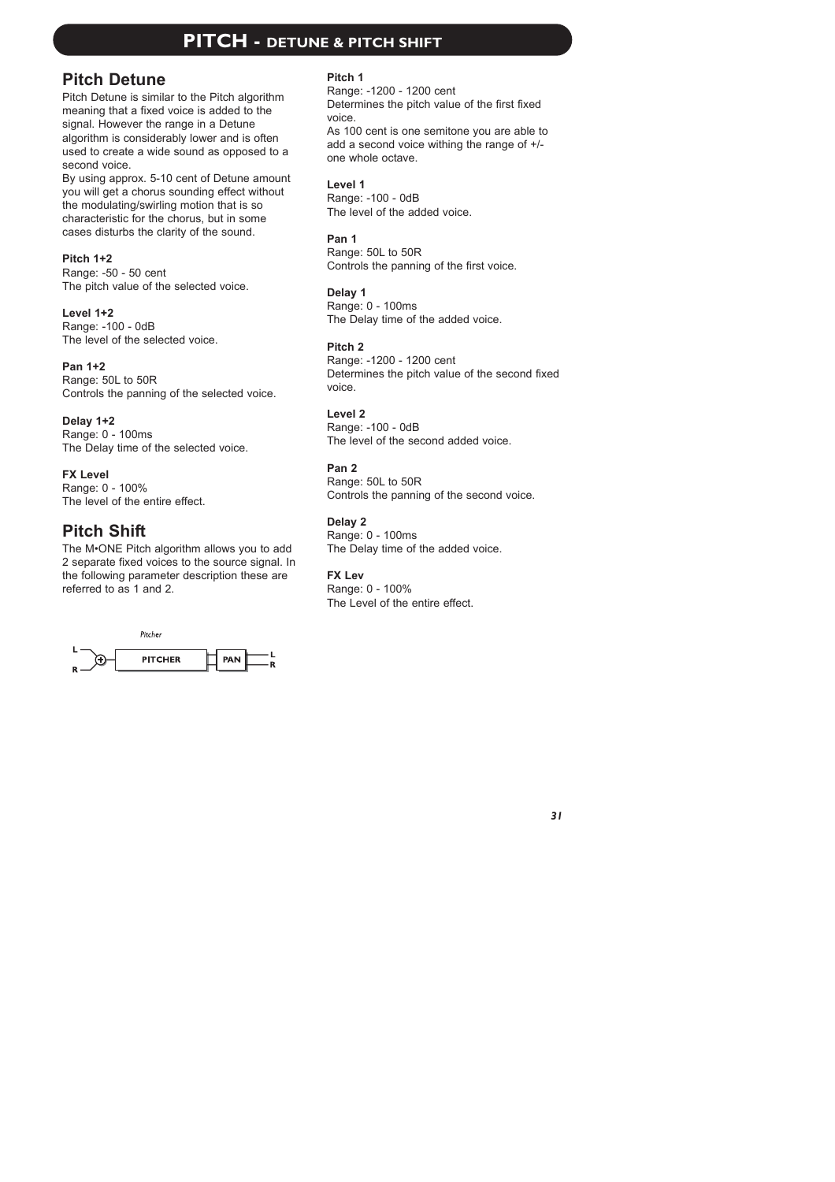# PITCH - DETUNE & PITCH SHIFT

## Pitch Detune

Pitch Detune is similar to the Pitch algorithm meaning that a fixed voice is added to the signal. However the range in a Detune algorithm is considerably lower and is often used to create a wide sound as opposed to a second voice.
By using approx. 5-10 cent of Detune amount you will get a chorus sounding effect without the modulating/swirling motion that is so characteristic for the chorus, but in some cases disturbs the clarity of the sound.

**Pitch 1+2**
Range: -50 - 50 cent
The pitch value of the selected voice.

**Level 1+2**
Range: -100 - 0dB
The level of the selected voice.

**Pan 1+2**
Range: 50L to 50R
Controls the panning of the selected voice.

**Delay 1+2**
Range: 0 - 100ms
The Delay time of the selected voice.

**FX Level**
Range: 0 - 100%
The level of the entire effect.

## Pitch Shift

The M•ONE Pitch algorithm allows you to add 2 separate fixed voices to the source signal. In the following parameter description these are referred to as 1 and 2.

Pitcher

L, R → PITCHER → PAN → L, R

**Pitch 1**
Range: -1200 - 1200 cent
Determines the pitch value of the first fixed voice.
As 100 cent is one semitone you are able to add a second voice withing the range of +/- one whole octave.

**Level 1**
Range: -100 - 0dB
The level of the added voice.

**Pan 1**
Range: 50L to 50R
Controls the panning of the first voice.

**Delay 1**
Range: 0 - 100ms
The Delay time of the added voice.

**Pitch 2**
Range: -1200 - 1200 cent
Determines the pitch value of the second fixed voice.

**Level 2**
Range: -100 - 0dB
The level of the second added voice.

**Pan 2**
Range: 50L to 50R
Controls the panning of the second voice.

**Delay 2**
Range: 0 - 100ms
The Delay time of the added voice.

**FX Lev**
Range: 0 - 100%
The Level of the entire effect.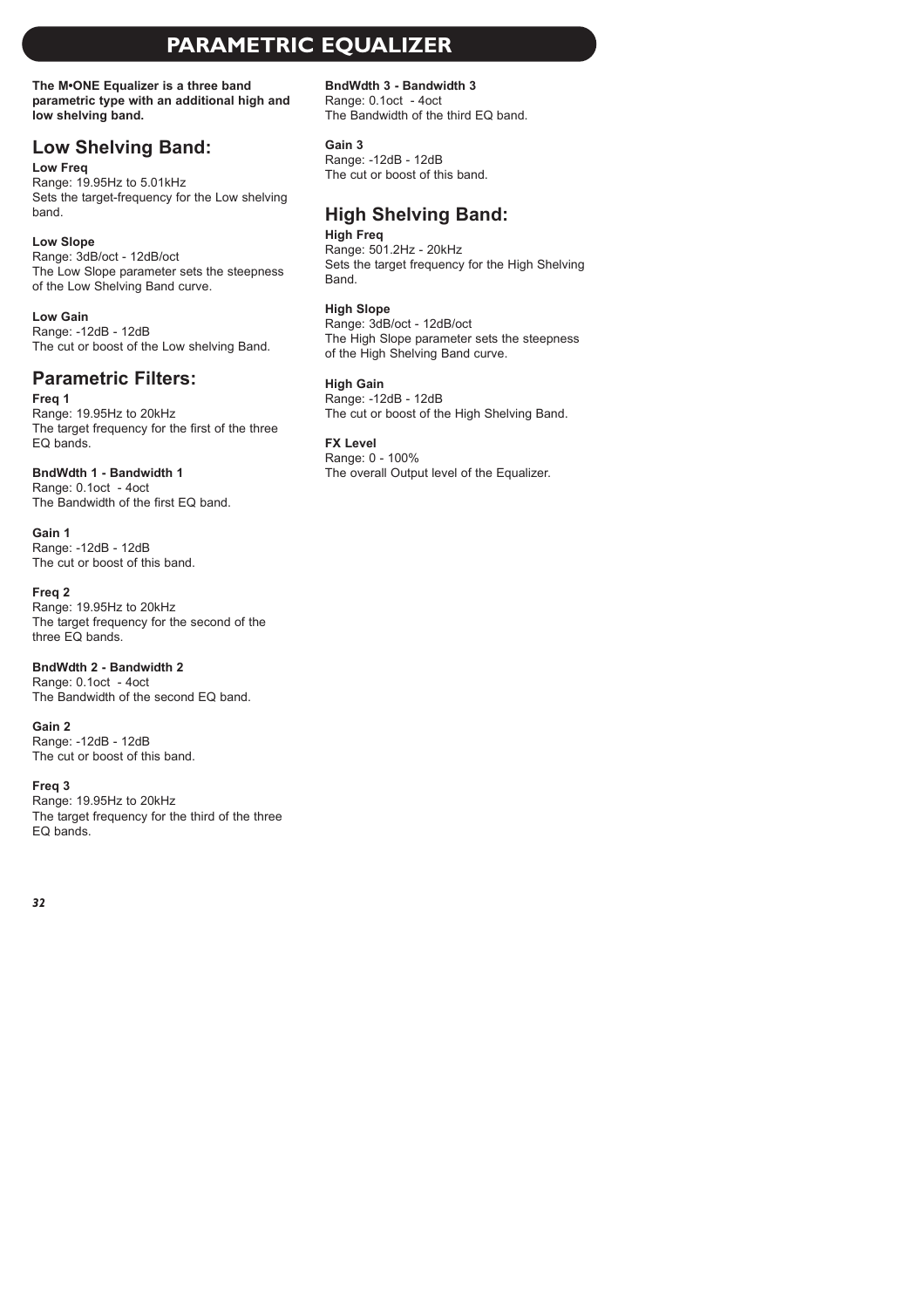# PARAMETRIC EQUALIZER

**The M•ONE Equalizer is a three band parametric type with an additional high and low shelving band.**

## Low Shelving Band:

**Low Freq**
Range: 19.95Hz to 5.01kHz
Sets the target-frequency for the Low shelving band.

**Low Slope**
Range: 3dB/oct - 12dB/oct
The Low Slope parameter sets the steepness of the Low Shelving Band curve.

**Low Gain**
Range: -12dB - 12dB
The cut or boost of the Low shelving Band.

## Parametric Filters:

**Freq 1**
Range: 19.95Hz to 20kHz
The target frequency for the first of the three EQ bands.

**BndWdth 1 - Bandwidth 1**
Range: 0.1oct - 4oct
The Bandwidth of the first EQ band.

**Gain 1**
Range: -12dB - 12dB
The cut or boost of this band.

**Freq 2**
Range: 19.95Hz to 20kHz
The target frequency for the second of the three EQ bands.

**BndWdth 2 - Bandwidth 2**
Range: 0.1oct - 4oct
The Bandwidth of the second EQ band.

**Gain 2**
Range: -12dB - 12dB
The cut or boost of this band.

**Freq 3**
Range: 19.95Hz to 20kHz
The target frequency for the third of the three EQ bands.

**BndWdth 3 - Bandwidth 3**
Range: 0.1oct - 4oct
The Bandwidth of the third EQ band.

**Gain 3**
Range: -12dB - 12dB
The cut or boost of this band.

## High Shelving Band:

**High Freq**
Range: 501.2Hz - 20kHz
Sets the target frequency for the High Shelving Band.

**High Slope**
Range: 3dB/oct - 12dB/oct
The High Slope parameter sets the steepness of the High Shelving Band curve.

**High Gain**
Range: -12dB - 12dB
The cut or boost of the High Shelving Band.

**FX Level**
Range: 0 - 100%
The overall Output level of the Equalizer.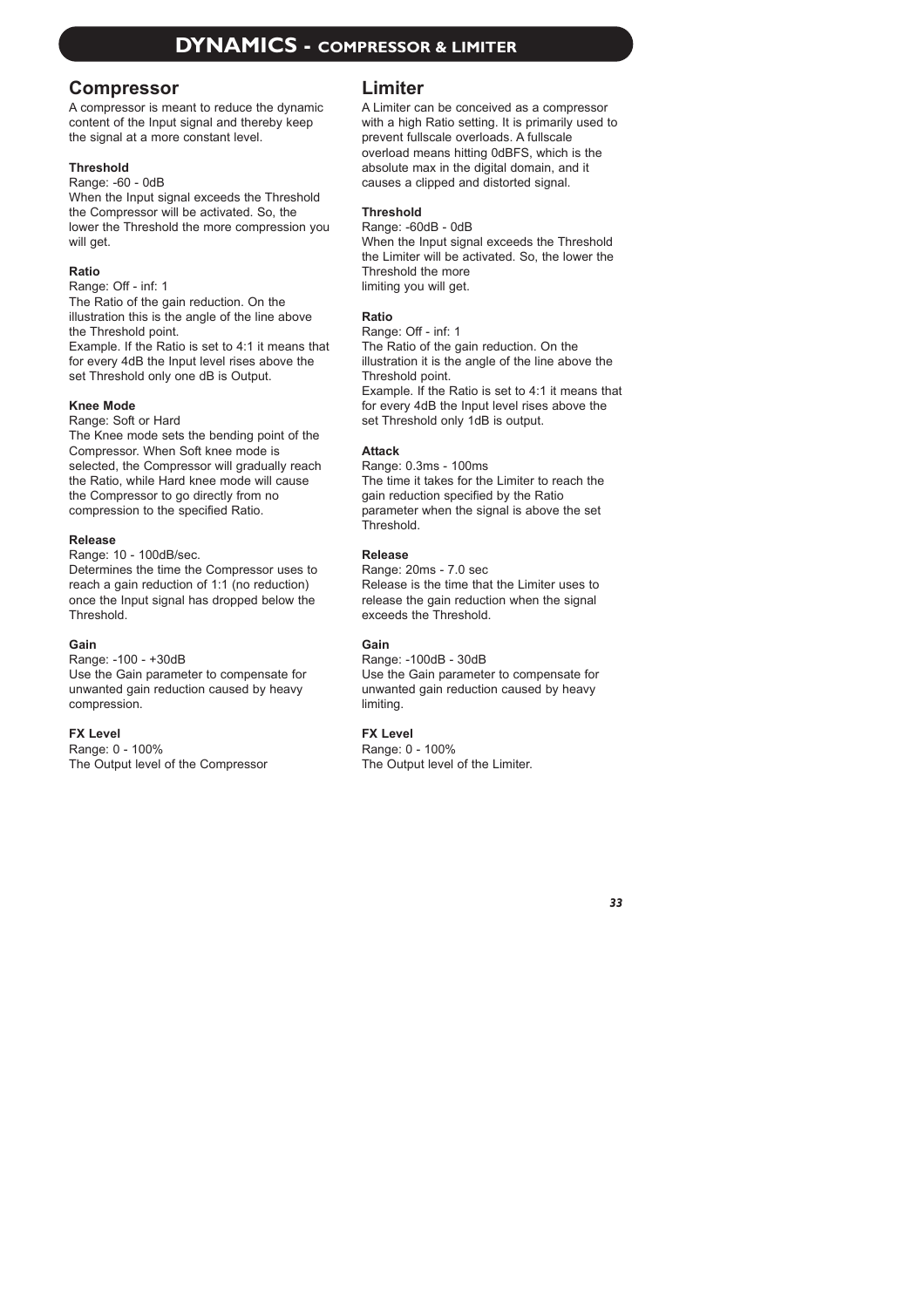# DYNAMICS - COMPRESSOR & LIMITER

## Compressor

A compressor is meant to reduce the dynamic content of the Input signal and thereby keep the signal at a more constant level.

**Threshold**

Range: -60 - 0dB

When the Input signal exceeds the Threshold the Compressor will be activated. So, the lower the Threshold the more compression you will get.

**Ratio**

Range: Off - inf: 1

The Ratio of the gain reduction. On the illustration this is the angle of the line above the Threshold point.

Example. If the Ratio is set to 4:1 it means that for every 4dB the Input level rises above the set Threshold only one dB is Output.

**Knee Mode**

Range: Soft or Hard

The Knee mode sets the bending point of the Compressor. When Soft knee mode is selected, the Compressor will gradually reach the Ratio, while Hard knee mode will cause the Compressor to go directly from no compression to the specified Ratio.

**Release**

Range: 10 - 100dB/sec.

Determines the time the Compressor uses to reach a gain reduction of 1:1 (no reduction) once the Input signal has dropped below the Threshold.

**Gain**

Range: -100 - +30dB

Use the Gain parameter to compensate for unwanted gain reduction caused by heavy compression.

**FX Level**

Range: 0 - 100%

The Output level of the Compressor

## Limiter

A Limiter can be conceived as a compressor with a high Ratio setting. It is primarily used to prevent fullscale overloads. A fullscale overload means hitting 0dBFS, which is the absolute max in the digital domain, and it causes a clipped and distorted signal.

**Threshold**

Range: -60dB - 0dB

When the Input signal exceeds the Threshold the Limiter will be activated. So, the lower the Threshold the more limiting you will get.

**Ratio**

Range: Off - inf: 1

The Ratio of the gain reduction. On the illustration it is the angle of the line above the Threshold point.

Example. If the Ratio is set to 4:1 it means that for every 4dB the Input level rises above the set Threshold only 1dB is output.

**Attack**

Range: 0.3ms - 100ms

The time it takes for the Limiter to reach the gain reduction specified by the Ratio parameter when the signal is above the set Threshold.

**Release**

Range: 20ms - 7.0 sec

Release is the time that the Limiter uses to release the gain reduction when the signal exceeds the Threshold.

**Gain**

Range: -100dB - 30dB

Use the Gain parameter to compensate for unwanted gain reduction caused by heavy limiting.

**FX Level**

Range: 0 - 100%

The Output level of the Limiter.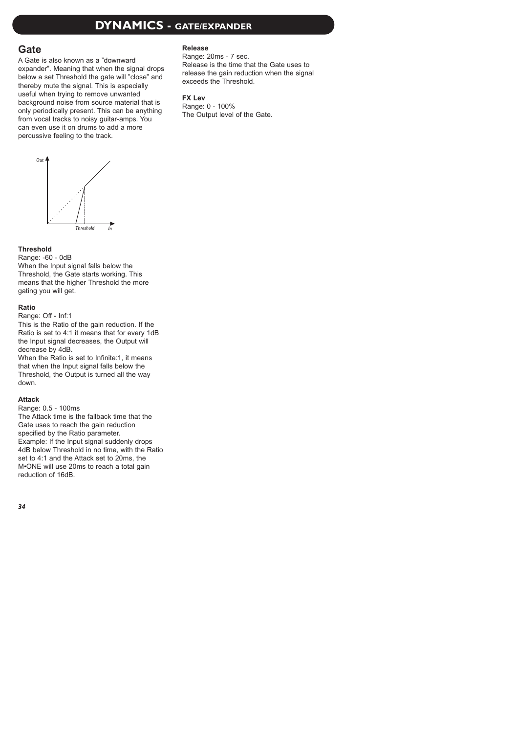# DYNAMICS - GATE/EXPANDER

## Gate

A Gate is also known as a "downward expander". Meaning that when the signal drops below a set Threshold the gate will "close" and thereby mute the signal. This is especially useful when trying to remove unwanted background noise from source material that is only periodically present. This can be anything from vocal tracks to noisy guitar-amps. You can even use it on drums to add a more percussive feeling to the track.

**Threshold**
Range: -60 - 0dB
When the Input signal falls below the Threshold, the Gate starts working. This means that the higher Threshold the more gating you will get.

**Ratio**
Range: Off - Inf:1
This is the Ratio of the gain reduction. If the Ratio is set to 4:1 it means that for every 1dB the Input signal decreases, the Output will decrease by 4dB.
When the Ratio is set to Infinite:1, it means that when the Input signal falls below the Threshold, the Output is turned all the way down.

**Attack**
Range: 0.5 - 100ms
The Attack time is the fallback time that the Gate uses to reach the gain reduction specified by the Ratio parameter.
Example: If the Input signal suddenly drops 4dB below Threshold in no time, with the Ratio set to 4:1 and the Attack set to 20ms, the M•ONE will use 20ms to reach a total gain reduction of 16dB.

**Release**
Range: 20ms - 7 sec.
Release is the time that the Gate uses to release the gain reduction when the signal exceeds the Threshold.

**FX Lev**
Range: 0 - 100%
The Output level of the Gate.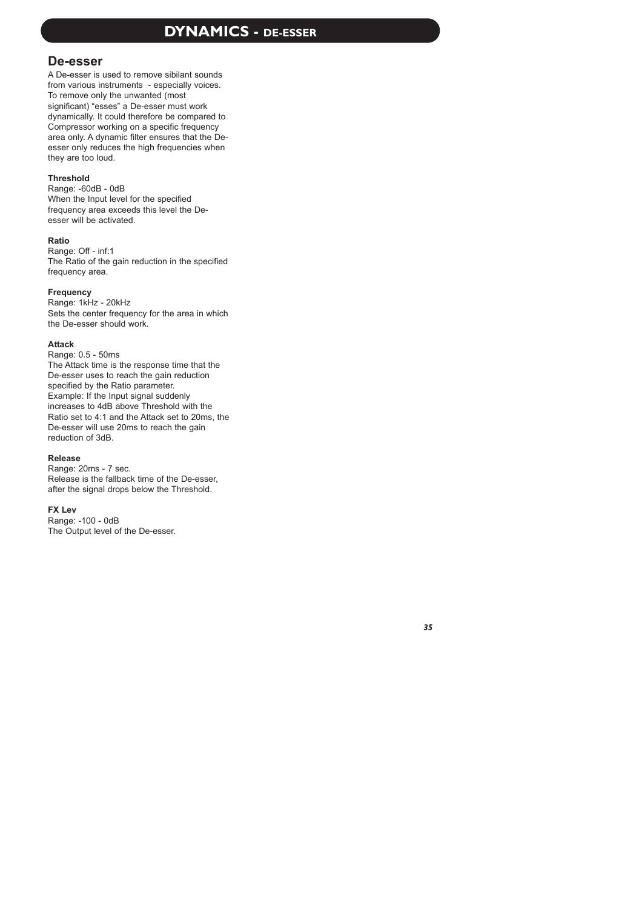# DYNAMICS - DE-ESSER

## De-esser

A De-esser is used to remove sibilant sounds from various instruments - especially voices. To remove only the unwanted (most significant) "esses" a De-esser must work dynamically. It could therefore be compared to Compressor working on a specific frequency area only. A dynamic filter ensures that the De-esser only reduces the high frequencies when they are too loud.

**Threshold**

Range: -60dB - 0dB
When the Input level for the specified frequency area exceeds this level the De-esser will be activated.

**Ratio**

Range: Off - inf:1
The Ratio of the gain reduction in the specified frequency area.

**Frequency**

Range: 1kHz - 20kHz
Sets the center frequency for the area in which the De-esser should work.

**Attack**

Range: 0.5 - 50ms
The Attack time is the response time that the De-esser uses to reach the gain reduction specified by the Ratio parameter.
Example: If the Input signal suddenly increases to 4dB above Threshold with the Ratio set to 4:1 and the Attack set to 20ms, the De-esser will use 20ms to reach the gain reduction of 3dB.

**Release**

Range: 20ms - 7 sec.
Release is the fallback time of the De-esser, after the signal drops below the Threshold.

**FX Lev**

Range: -100 - 0dB
The Output level of the De-esser.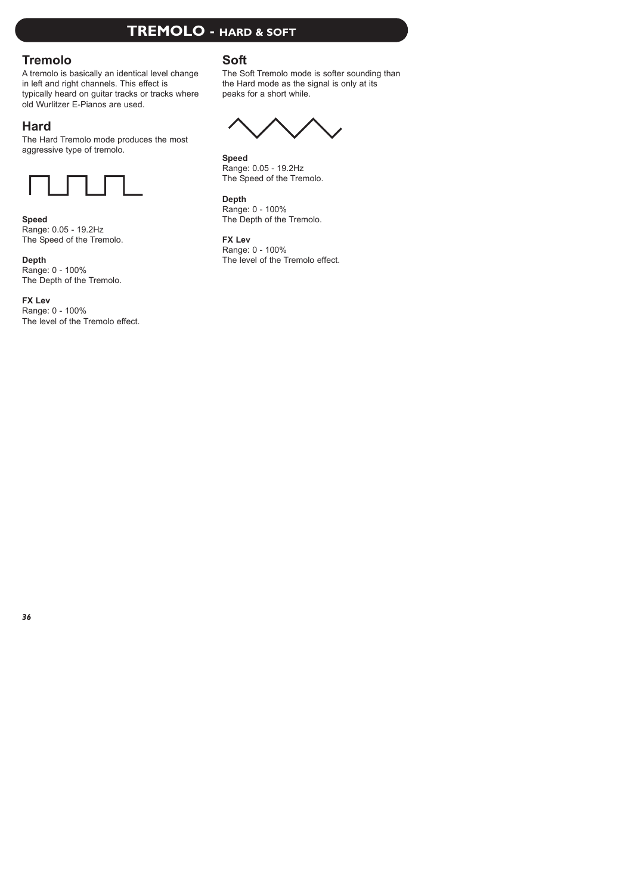# TREMOLO - HARD & SOFT

## Tremolo

A tremolo is basically an identical level change in left and right channels. This effect is typically heard on guitar tracks or tracks where old Wurlitzer E-Pianos are used.

## Hard

The Hard Tremolo mode produces the most aggressive type of tremolo.

**Speed**
Range: 0.05 - 19.2Hz
The Speed of the Tremolo.

**Depth**
Range: 0 - 100%
The Depth of the Tremolo.

**FX Lev**
Range: 0 - 100%
The level of the Tremolo effect.

## Soft

The Soft Tremolo mode is softer sounding than the Hard mode as the signal is only at its peaks for a short while.

**Speed**
Range: 0.05 - 19.2Hz
The Speed of the Tremolo.

**Depth**
Range: 0 - 100%
The Depth of the Tremolo.

**FX Lev**
Range: 0 - 100%
The level of the Tremolo effect.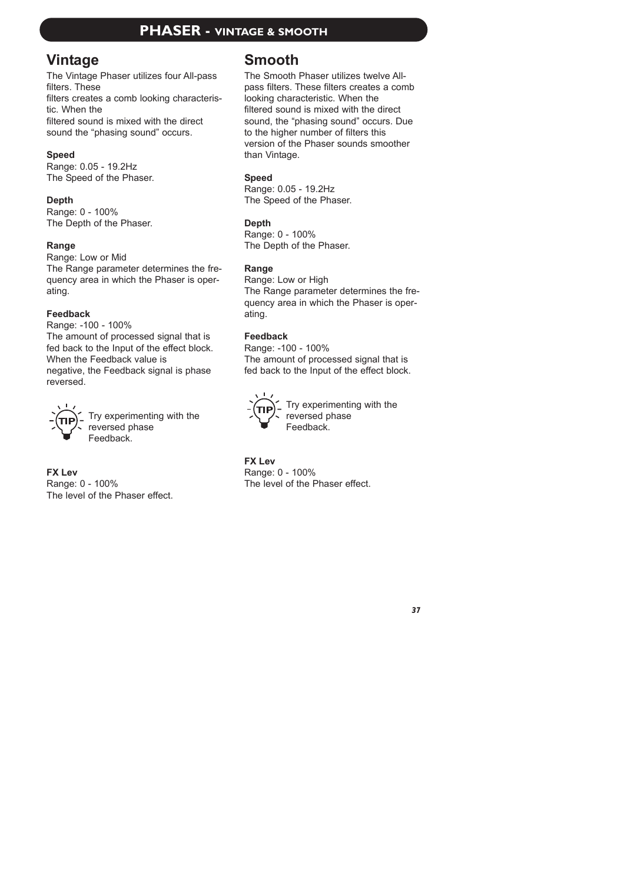# PHASER - VINTAGE & SMOOTH

## Vintage

The Vintage Phaser utilizes four All-pass filters. These
filters creates a comb looking characteristic. When the
filtered sound is mixed with the direct sound the "phasing sound" occurs.

**Speed**
Range: 0.05 - 19.2Hz
The Speed of the Phaser.

**Depth**
Range: 0 - 100%
The Depth of the Phaser.

**Range**
Range: Low or Mid
The Range parameter determines the frequency area in which the Phaser is operating.

**Feedback**
Range: -100 - 100%
The amount of processed signal that is fed back to the Input of the effect block. When the Feedback value is
negative, the Feedback signal is phase reversed.

TIP: Try experimenting with the reversed phase Feedback.

**FX Lev**
Range: 0 - 100%
The level of the Phaser effect.

## Smooth

The Smooth Phaser utilizes twelve All-pass filters. These filters creates a comb looking characteristic. When the filtered sound is mixed with the direct sound, the "phasing sound" occurs. Due to the higher number of filters this version of the Phaser sounds smoother than Vintage.

**Speed**
Range: 0.05 - 19.2Hz
The Speed of the Phaser.

**Depth**
Range: 0 - 100%
The Depth of the Phaser.

**Range**
Range: Low or High
The Range parameter determines the frequency area in which the Phaser is operating.

**Feedback**
Range: -100 - 100%
The amount of processed signal that is fed back to the Input of the effect block.

TIP: Try experimenting with the reversed phase Feedback.

**FX Lev**
Range: 0 - 100%
The level of the Phaser effect.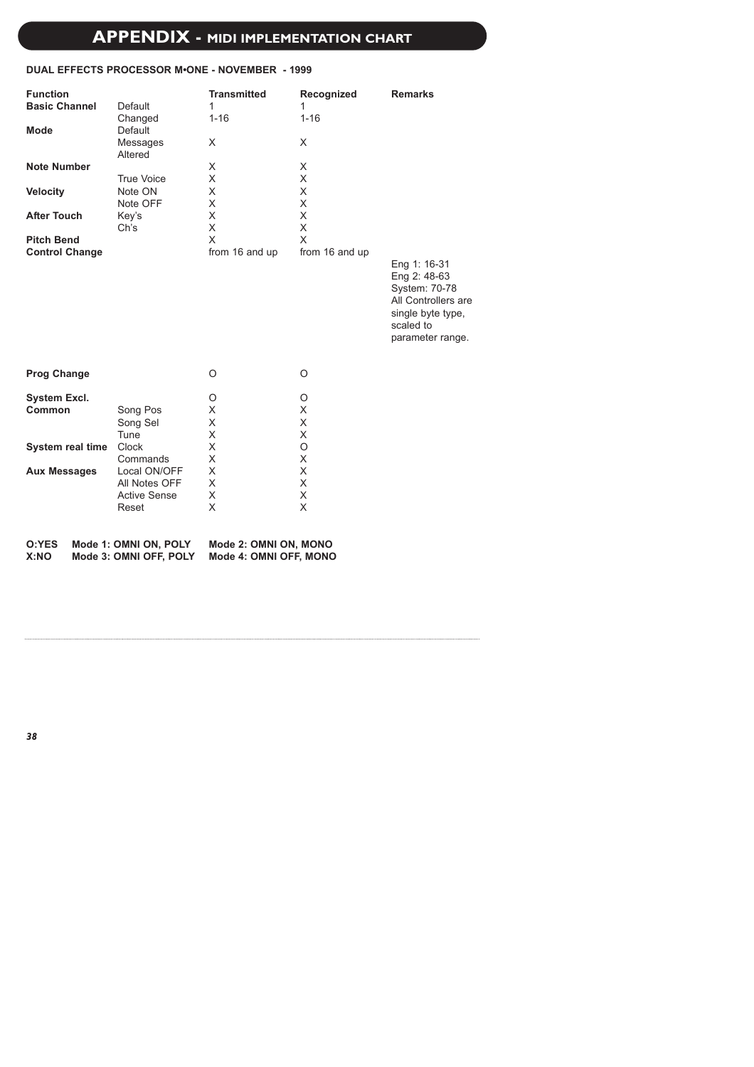# APPENDIX - MIDI IMPLEMENTATION CHART

**DUAL EFFECTS PROCESSOR M•ONE - NOVEMBER - 1999**

| Function | | Transmitted | Recognized | Remarks |
|---|---|---|---|---|
| **Basic Channel** | Default | 1 | 1 | |
| | Changed | 1-16 | 1-16 | |
| **Mode** | Default | | | |
| | Messages | X | X | |
| | Altered | | | |
| **Note Number** | | X | X | |
| | True Voice | X | X | |
| **Velocity** | Note ON | X | X | |
| | Note OFF | X | X | |
| **After Touch** | Key's | X | X | |
| | Ch's | X | X | |
| **Pitch Bend** | | X | X | |
| **Control Change** | | from 16 and up | from 16 and up | Eng 1: 16-31<br>Eng 2: 48-63<br>System: 70-78<br>All Controllers are single byte type, scaled to parameter range. |
| **Prog Change** | | O | O | |
| **System Excl.** | | O | O | |
| **Common** | Song Pos | X | X | |
| | Song Sel | X | X | |
| | Tune | X | X | |
| **System real time** | Clock | X | O | |
| | Commands | X | X | |
| **Aux Messages** | Local ON/OFF | X | X | |
| | All Notes OFF | X | X | |
| | Active Sense | X | X | |
| | Reset | X | X | |

**O:YES** **Mode 1: OMNI ON, POLY** **Mode 2: OMNI ON, MONO**
**X:NO** **Mode 3: OMNI OFF, POLY** **Mode 4: OMNI OFF, MONO**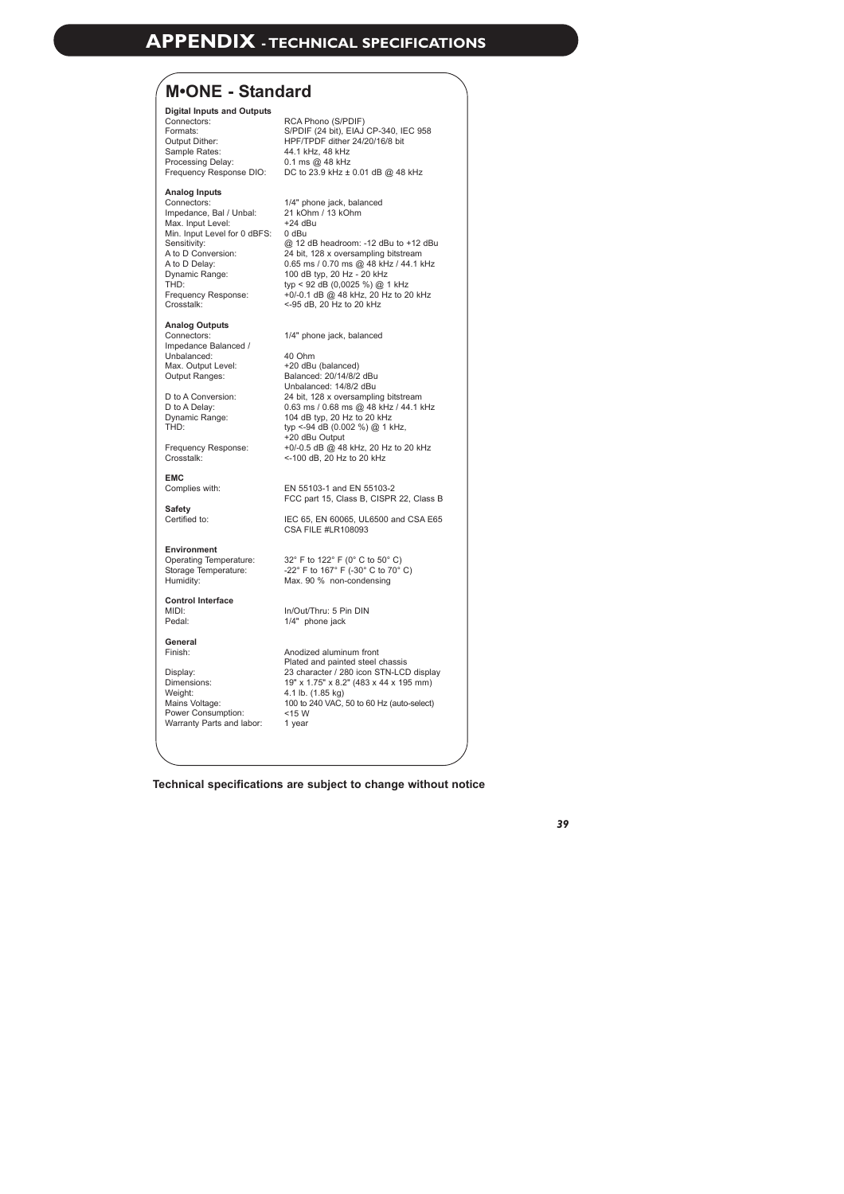# APPENDIX - TECHNICAL SPECIFICATIONS

## M•ONE - Standard

**Digital Inputs and Outputs**

| | |
|---|---|
| Connectors: | RCA Phono (S/PDIF) |
| Formats: | S/PDIF (24 bit), EIAJ CP-340, IEC 958 |
| Output Dither: | HPF/TPDF dither 24/20/16/8 bit |
| Sample Rates: | 44.1 kHz, 48 kHz |
| Processing Delay: | 0.1 ms @ 48 kHz |
| Frequency Response DIO: | DC to 23.9 kHz ± 0.01 dB @ 48 kHz |

**Analog Inputs**

| | |
|---|---|
| Connectors: | 1/4" phone jack, balanced |
| Impedance, Bal / Unbal: | 21 kOhm / 13 kOhm |
| Max. Input Level: | +24 dBu |
| Min. Input Level for 0 dBFS: | 0 dBu |
| Sensitivity: | @ 12 dB headroom: -12 dBu to +12 dBu |
| A to D Conversion: | 24 bit, 128 x oversampling bitstream |
| A to D Delay: | 0.65 ms / 0.70 ms @ 48 kHz / 44.1 kHz |
| Dynamic Range: | 100 dB typ, 20 Hz - 20 kHz |
| THD: | typ < 92 dB (0,0025 %) @ 1 kHz |
| Frequency Response: | +0/-0.1 dB @ 48 kHz, 20 Hz to 20 kHz |
| Crosstalk: | <-95 dB, 20 Hz to 20 kHz |

**Analog Outputs**

| | |
|---|---|
| Connectors: | 1/4" phone jack, balanced |
| Impedance Balanced / Unbalanced: | 40 Ohm |
| Max. Output Level: | +20 dBu (balanced) |
| Output Ranges: | Balanced: 20/14/8/2 dBu<br>Unbalanced: 14/8/2 dBu |
| D to A Conversion: | 24 bit, 128 x oversampling bitstream |
| D to A Delay: | 0.63 ms / 0.68 ms @ 48 kHz / 44.1 kHz |
| Dynamic Range: | 104 dB typ, 20 Hz to 20 kHz |
| THD: | typ <-94 dB (0.002 %) @ 1 kHz, +20 dBu Output |
| Frequency Response: | +0/-0.5 dB @ 48 kHz, 20 Hz to 20 kHz |
| Crosstalk: | <-100 dB, 20 Hz to 20 kHz |

**EMC**

| | |
|---|---|
| Complies with: | EN 55103-1 and EN 55103-2<br>FCC part 15, Class B, CISPR 22, Class B |

**Safety**

| | |
|---|---|
| Certified to: | IEC 65, EN 60065, UL6500 and CSA E65<br>CSA FILE #LR108093 |

**Environment**

| | |
|---|---|
| Operating Temperature: | 32° F to 122° F (0° C to 50° C) |
| Storage Temperature: | -22° F to 167° F (-30° C to 70° C) |
| Humidity: | Max. 90 % non-condensing |

**Control Interface**

| | |
|---|---|
| MIDI: | In/Out/Thru: 5 Pin DIN |
| Pedal: | 1/4" phone jack |

**General**

| | |
|---|---|
| Finish: | Anodized aluminum front<br>Plated and painted steel chassis |
| Display: | 23 character / 280 icon STN-LCD display |
| Dimensions: | 19" x 1.75" x 8.2" (483 x 44 x 195 mm) |
| Weight: | 4.1 lb. (1.85 kg) |
| Mains Voltage: | 100 to 240 VAC, 50 to 60 Hz (auto-select) |
| Power Consumption: | <15 W |
| Warranty Parts and labor: | 1 year |

**Technical specifications are subject to change without notice**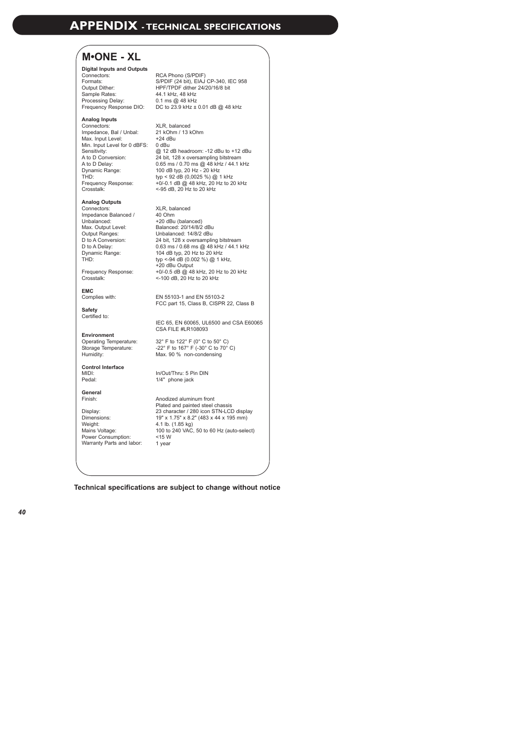# APPENDIX - TECHNICAL SPECIFICATIONS

## M•ONE - XL

**Digital Inputs and Outputs**

| | |
|---|---|
| Connectors: | RCA Phono (S/PDIF) |
| Formats: | S/PDIF (24 bit), EIAJ CP-340, IEC 958 |
| Output Dither: | HPF/TPDF dither 24/20/16/8 bit |
| Sample Rates: | 44.1 kHz, 48 kHz |
| Processing Delay: | 0.1 ms @ 48 kHz |
| Frequency Response DIO: | DC to 23.9 kHz ± 0.01 dB @ 48 kHz |

**Analog Inputs**

| | |
|---|---|
| Connectors: | XLR, balanced |
| Impedance, Bal / Unbal: | 21 kOhm / 13 kOhm |
| Max. Input Level: | +24 dBu |
| Min. Input Level for 0 dBFS: | 0 dBu |
| Sensitivity: | @ 12 dB headroom: -12 dBu to +12 dBu |
| A to D Conversion: | 24 bit, 128 x oversampling bitstream |
| A to D Delay: | 0.65 ms / 0.70 ms @ 48 kHz / 44.1 kHz |
| Dynamic Range: | 100 dB typ, 20 Hz - 20 kHz |
| THD: | typ < 92 dB (0,0025 %) @ 1 kHz |
| Frequency Response: | +0/-0.1 dB @ 48 kHz, 20 Hz to 20 kHz |
| Crosstalk: | <-95 dB, 20 Hz to 20 kHz |

**Analog Outputs**

| | |
|---|---|
| Connectors: | XLR, balanced |
| Impedance Balanced / Unbalanced: | 40 Ohm |
| Max. Output Level: | +20 dBu (balanced) |
| Output Ranges: | Balanced: 20/14/8/2 dBu<br>Unbalanced: 14/8/2 dBu |
| D to A Conversion: | 24 bit, 128 x oversampling bitstream |
| D to A Delay: | 0.63 ms / 0.68 ms @ 48 kHz / 44.1 kHz |
| Dynamic Range: | 104 dB typ, 20 Hz to 20 kHz |
| THD: | typ <-94 dB (0.002 %) @ 1 kHz, +20 dBu Output |
| Frequency Response: | +0/-0.5 dB @ 48 kHz, 20 Hz to 20 kHz |
| Crosstalk: | <-100 dB, 20 Hz to 20 kHz |

**EMC**

| | |
|---|---|
| Complies with: | EN 55103-1 and EN 55103-2<br>FCC part 15, Class B, CISPR 22, Class B |

**Safety**

| | |
|---|---|
| Certified to: | IEC 65, EN 60065, UL6500 and CSA E60065 CSA FILE #LR108093 |

**Environment**

| | |
|---|---|
| Operating Temperature: | 32° F to 122° F (0° C to 50° C) |
| Storage Temperature: | -22° F to 167° F (-30° C to 70° C) |
| Humidity: | Max. 90 % non-condensing |

**Control Interface**

| | |
|---|---|
| MIDI: | In/Out/Thru: 5 Pin DIN |
| Pedal: | 1/4" phone jack |

**General**

| | |
|---|---|
| Finish: | Anodized aluminum front<br>Plated and painted steel chassis |
| Display: | 23 character / 280 icon STN-LCD display |
| Dimensions: | 19" x 1.75" x 8.2" (483 x 44 x 195 mm) |
| Weight: | 4.1 lb. (1.85 kg) |
| Mains Voltage: | 100 to 240 VAC, 50 to 60 Hz (auto-select) |
| Power Consumption: | <15 W |
| Warranty Parts and labor: | 1 year |

**Technical specifications are subject to change without notice**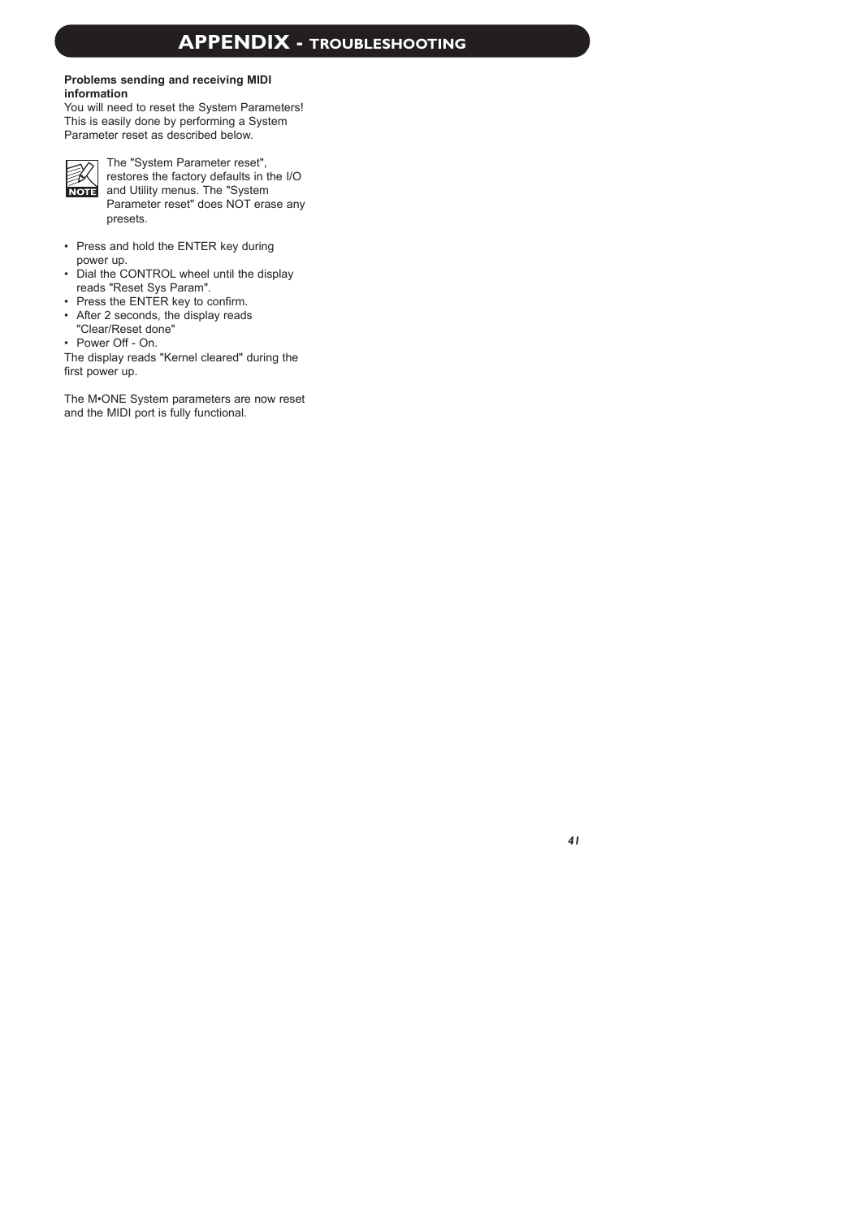# APPENDIX - TROUBLESHOOTING

**Problems sending and receiving MIDI information**

You will need to reset the System Parameters! This is easily done by performing a System Parameter reset as described below.

NOTE: The "System Parameter reset", restores the factory defaults in the I/O and Utility menus. The "System Parameter reset" does NOT erase any presets.

- Press and hold the ENTER key during power up.
- Dial the CONTROL wheel until the display reads "Reset Sys Param".
- Press the ENTER key to confirm.
- After 2 seconds, the display reads "Clear/Reset done"
- Power Off - On.

The display reads "Kernel cleared" during the first power up.

The M•ONE System parameters are now reset and the MIDI port is fully functional.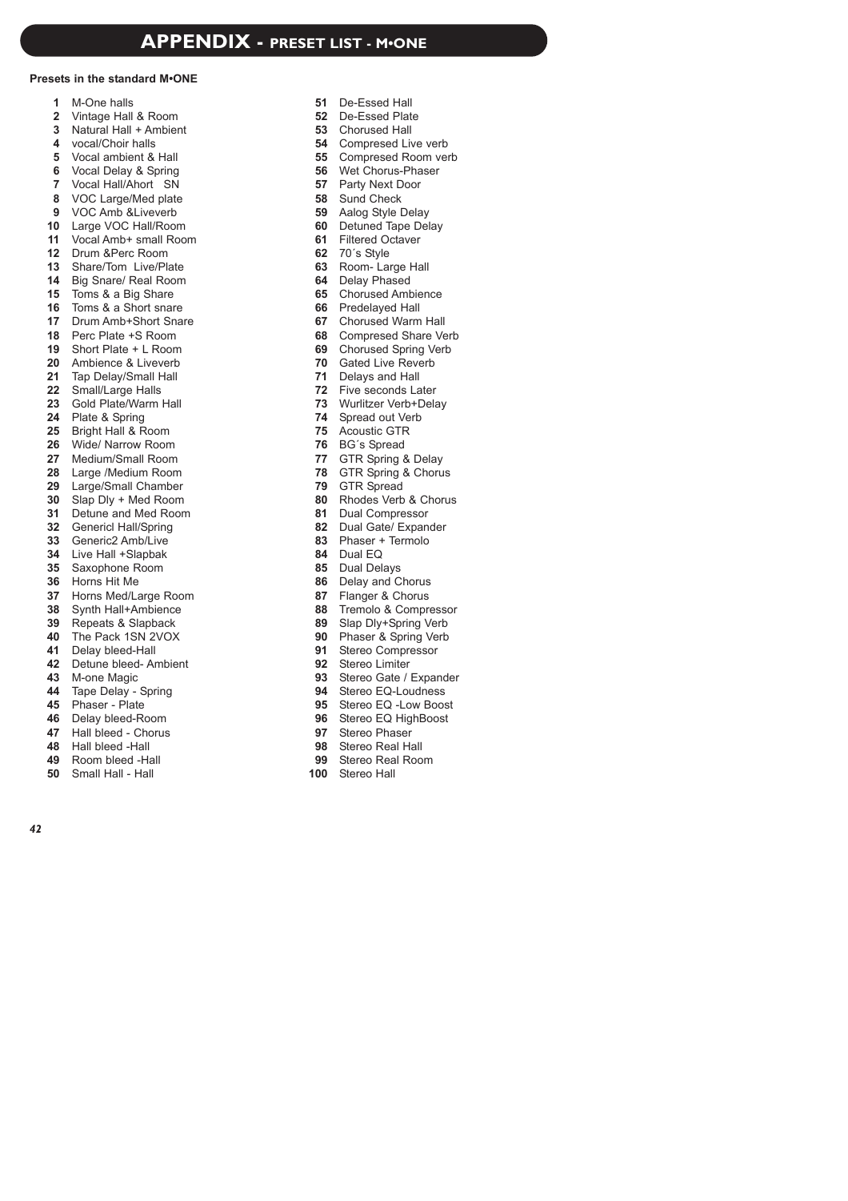# APPENDIX - PRESET LIST - M•ONE

**Presets in the standard M•ONE**

1 M-One halls
2 Vintage Hall & Room
3 Natural Hall + Ambient
4 vocal/Choir halls
5 Vocal ambient & Hall
6 Vocal Delay & Spring
7 Vocal Hall/Ahort SN
8 VOC Large/Med plate
9 VOC Amb &Liveverb
10 Large VOC Hall/Room
11 Vocal Amb+ small Room
12 Drum &Perc Room
13 Share/Tom Live/Plate
14 Big Snare/ Real Room
15 Toms & a Big Share
16 Toms & a Short snare
17 Drum Amb+Short Snare
18 Perc Plate +S Room
19 Short Plate + L Room
20 Ambience & Liveverb
21 Tap Delay/Small Hall
22 Small/Large Halls
23 Gold Plate/Warm Hall
24 Plate & Spring
25 Bright Hall & Room
26 Wide/ Narrow Room
27 Medium/Small Room
28 Large /Medium Room
29 Large/Small Chamber
30 Slap Dly + Med Room
31 Detune and Med Room
32 Genericl Hall/Spring
33 Generic2 Amb/Live
34 Live Hall +Slapbak
35 Saxophone Room
36 Horns Hit Me
37 Horns Med/Large Room
38 Synth Hall+Ambience
39 Repeats & Slapback
40 The Pack 1SN 2VOX
41 Delay bleed-Hall
42 Detune bleed- Ambient
43 M-one Magic
44 Tape Delay - Spring
45 Phaser - Plate
46 Delay bleed-Room
47 Hall bleed - Chorus
48 Hall bleed -Hall
49 Room bleed -Hall
50 Small Hall - Hall
51 De-Essed Hall
52 De-Essed Plate
53 Chorused Hall
54 Compresed Live verb
55 Compresed Room verb
56 Wet Chorus-Phaser
57 Party Next Door
58 Sund Check
59 Aalog Style Delay
60 Detuned Tape Delay
61 Filtered Octaver
62 70´s Style
63 Room- Large Hall
64 Delay Phased
65 Chorused Ambience
66 Predelayed Hall
67 Chorused Warm Hall
68 Compresed Share Verb
69 Chorused Spring Verb
70 Gated Live Reverb
71 Delays and Hall
72 Five seconds Later
73 Wurlitzer Verb+Delay
74 Spread out Verb
75 Acoustic GTR
76 BG´s Spread
77 GTR Spring & Delay
78 GTR Spring & Chorus
79 GTR Spread
80 Rhodes Verb & Chorus
81 Dual Compressor
82 Dual Gate/ Expander
83 Phaser + Termolo
84 Dual EQ
85 Dual Delays
86 Delay and Chorus
87 Flanger & Chorus
88 Tremolo & Compressor
89 Slap Dly+Spring Verb
90 Phaser & Spring Verb
91 Stereo Compressor
92 Stereo Limiter
93 Stereo Gate / Expander
94 Stereo EQ-Loudness
95 Stereo EQ -Low Boost
96 Stereo EQ HighBoost
97 Stereo Phaser
98 Stereo Real Hall
99 Stereo Real Room
100 Stereo Hall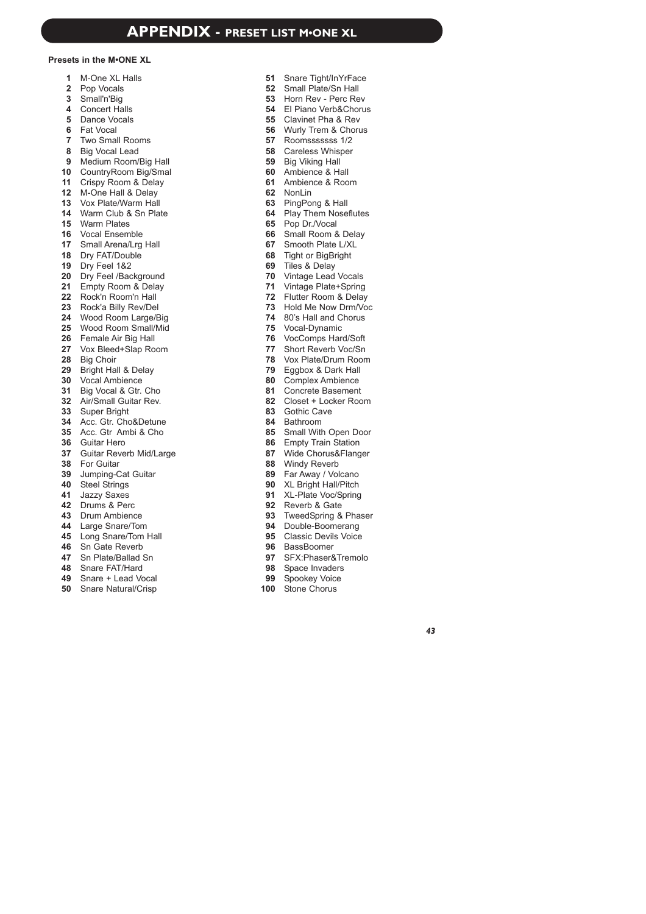# APPENDIX - PRESET LIST M•ONE XL

**Presets in the M•ONE XL**

1 M-One XL Halls
2 Pop Vocals
3 Small'n'Big
4 Concert Halls
5 Dance Vocals
6 Fat Vocal
7 Two Small Rooms
8 Big Vocal Lead
9 Medium Room/Big Hall
10 CountryRoom Big/Smal
11 Crispy Room & Delay
12 M-One Hall & Delay
13 Vox Plate/Warm Hall
14 Warm Club & Sn Plate
15 Warm Plates
16 Vocal Ensemble
17 Small Arena/Lrg Hall
18 Dry FAT/Double
19 Dry Feel 1&2
20 Dry Feel /Background
21 Empty Room & Delay
22 Rock'n Room'n Hall
23 Rock'a Billy Rev/Del
24 Wood Room Large/Big
25 Wood Room Small/Mid
26 Female Air Big Hall
27 Vox Bleed+Slap Room
28 Big Choir
29 Bright Hall & Delay
30 Vocal Ambience
31 Big Vocal & Gtr. Cho
32 Air/Small Guitar Rev.
33 Super Bright
34 Acc. Gtr. Cho&Detune
35 Acc. Gtr Ambi & Cho
36 Guitar Hero
37 Guitar Reverb Mid/Large
38 For Guitar
39 Jumping-Cat Guitar
40 Steel Strings
41 Jazzy Saxes
42 Drums & Perc
43 Drum Ambience
44 Large Snare/Tom
45 Long Snare/Tom Hall
46 Sn Gate Reverb
47 Sn Plate/Ballad Sn
48 Snare FAT/Hard
49 Snare + Lead Vocal
50 Snare Natural/Crisp
51 Snare Tight/InYrFace
52 Small Plate/Sn Hall
53 Horn Rev - Perc Rev
54 El Piano Verb&Chorus
55 Clavinet Pha & Rev
56 Wurly Trem & Chorus
57 Roomsssssss 1/2
58 Careless Whisper
59 Big Viking Hall
60 Ambience & Hall
61 Ambience & Room
62 NonLin
63 PingPong & Hall
64 Play Them Noseflutes
65 Pop Dr./Vocal
66 Small Room & Delay
67 Smooth Plate L/XL
68 Tight or BigBright
69 Tiles & Delay
70 Vintage Lead Vocals
71 Vintage Plate+Spring
72 Flutter Room & Delay
73 Hold Me Now Drm/Voc
74 80's Hall and Chorus
75 Vocal-Dynamic
76 VocComps Hard/Soft
77 Short Reverb Voc/Sn
78 Vox Plate/Drum Room
79 Eggbox & Dark Hall
80 Complex Ambience
81 Concrete Basement
82 Closet + Locker Room
83 Gothic Cave
84 Bathroom
85 Small With Open Door
86 Empty Train Station
87 Wide Chorus&Flanger
88 Windy Reverb
89 Far Away / Volcano
90 XL Bright Hall/Pitch
91 XL-Plate Voc/Spring
92 Reverb & Gate
93 TweedSpring & Phaser
94 Double-Boomerang
95 Classic Devils Voice
96 BassBoomer
97 SFX:Phaser&Tremolo
98 Space Invaders
99 Spookey Voice
100 Stone Chorus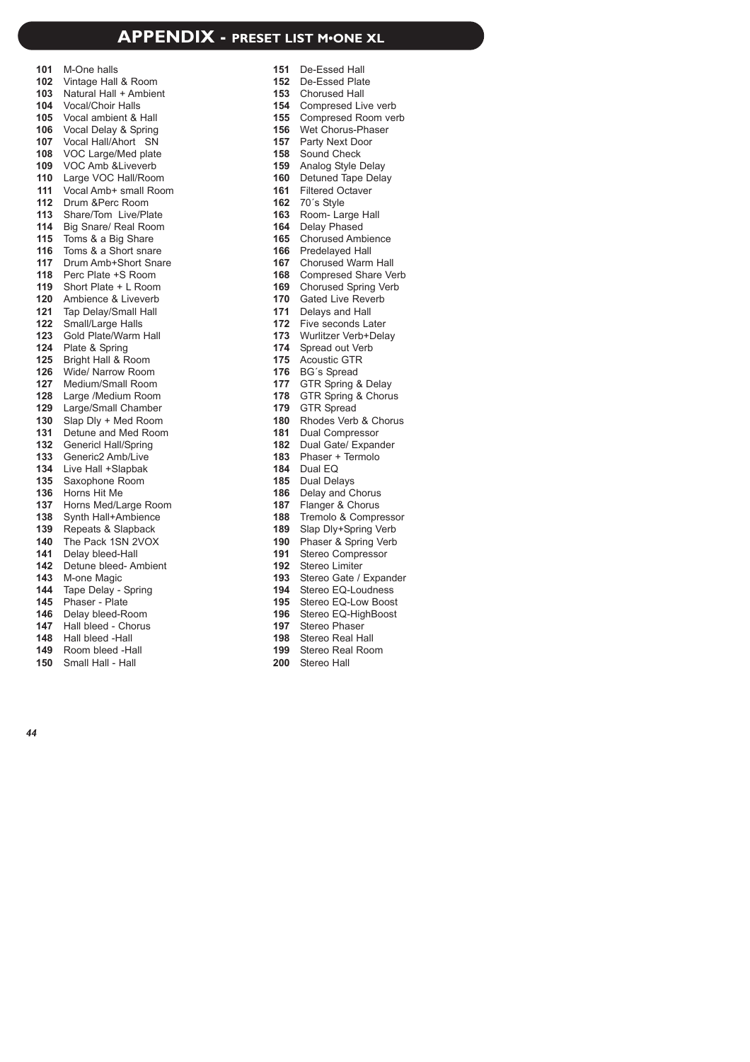# APPENDIX - PRESET LIST M•ONE XL

101 M-One halls
102 Vintage Hall & Room
103 Natural Hall + Ambient
104 Vocal/Choir Halls
105 Vocal ambient & Hall
106 Vocal Delay & Spring
107 Vocal Hall/Ahort SN
108 VOC Large/Med plate
109 VOC Amb &Liveverb
110 Large VOC Hall/Room
111 Vocal Amb+ small Room
112 Drum &Perc Room
113 Share/Tom Live/Plate
114 Big Snare/ Real Room
115 Toms & a Big Share
116 Toms & a Short snare
117 Drum Amb+Short Snare
118 Perc Plate +S Room
119 Short Plate + L Room
120 Ambience & Liveverb
121 Tap Delay/Small Hall
122 Small/Large Halls
123 Gold Plate/Warm Hall
124 Plate & Spring
125 Bright Hall & Room
126 Wide/ Narrow Room
127 Medium/Small Room
128 Large /Medium Room
129 Large/Small Chamber
130 Slap Dly + Med Room
131 Detune and Med Room
132 Genericl Hall/Spring
133 Generic2 Amb/Live
134 Live Hall +Slapbak
135 Saxophone Room
136 Horns Hit Me
137 Horns Med/Large Room
138 Synth Hall+Ambience
139 Repeats & Slapback
140 The Pack 1SN 2VOX
141 Delay bleed-Hall
142 Detune bleed- Ambient
143 M-one Magic
144 Tape Delay - Spring
145 Phaser - Plate
146 Delay bleed-Room
147 Hall bleed - Chorus
148 Hall bleed -Hall
149 Room bleed -Hall
150 Small Hall - Hall
151 De-Essed Hall
152 De-Essed Plate
153 Chorused Hall
154 Compresed Live verb
155 Compresed Room verb
156 Wet Chorus-Phaser
157 Party Next Door
158 Sound Check
159 Analog Style Delay
160 Detuned Tape Delay
161 Filtered Octaver
162 70´s Style
163 Room- Large Hall
164 Delay Phased
165 Chorused Ambience
166 Predelayed Hall
167 Chorused Warm Hall
168 Compresed Share Verb
169 Chorused Spring Verb
170 Gated Live Reverb
171 Delays and Hall
172 Five seconds Later
173 Wurlitzer Verb+Delay
174 Spread out Verb
175 Acoustic GTR
176 BG´s Spread
177 GTR Spring & Delay
178 GTR Spring & Chorus
179 GTR Spread
180 Rhodes Verb & Chorus
181 Dual Compressor
182 Dual Gate/ Expander
183 Phaser + Termolo
184 Dual EQ
185 Dual Delays
186 Delay and Chorus
187 Flanger & Chorus
188 Tremolo & Compressor
189 Slap Dly+Spring Verb
190 Phaser & Spring Verb
191 Stereo Compressor
192 Stereo Limiter
193 Stereo Gate / Expander
194 Stereo EQ-Loudness
195 Stereo EQ-Low Boost
196 Stereo EQ-HighBoost
197 Stereo Phaser
198 Stereo Real Hall
199 Stereo Real Room
200 Stereo Hall